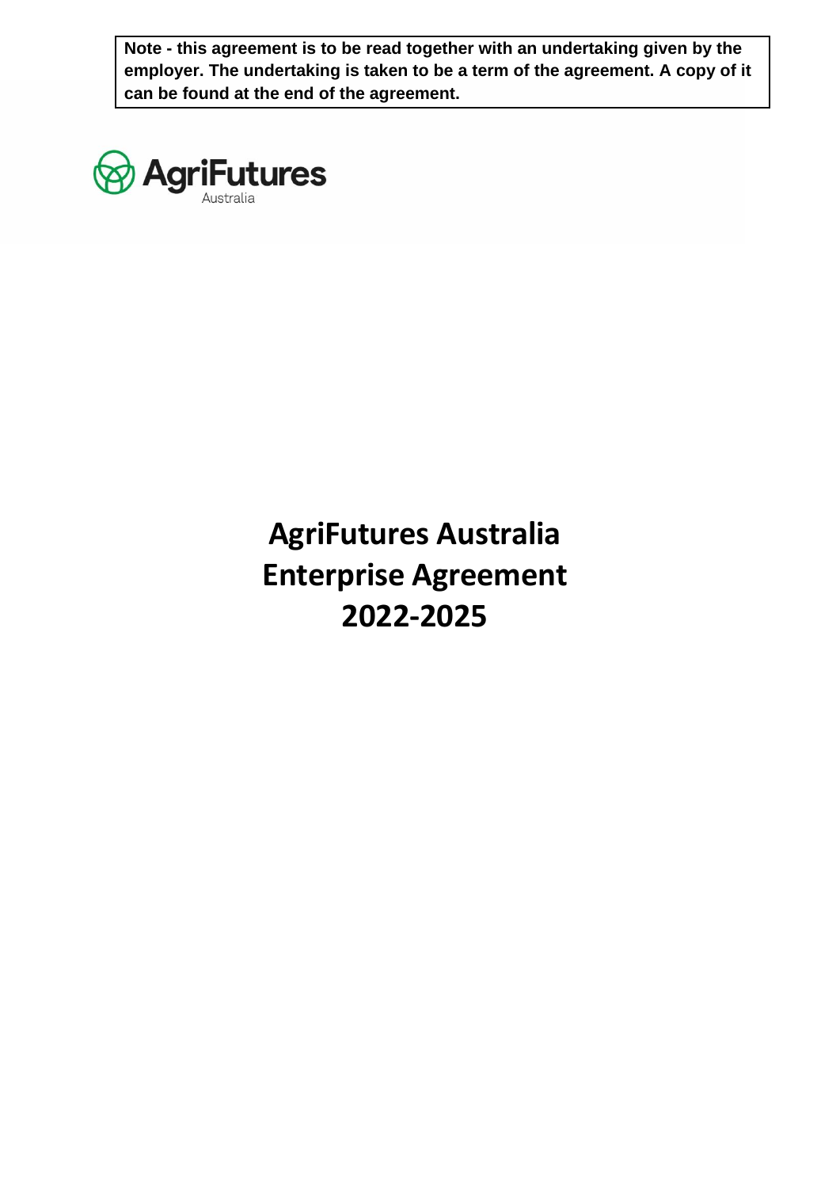**Note - this agreement is to be read together with an undertaking given by the employer. The undertaking is taken to be a term of the agreement. A copy of it can be found at the end of the agreement.**

AgriFutures Australia

# AgriFutures Australia Enterprise Agreement 2022-2025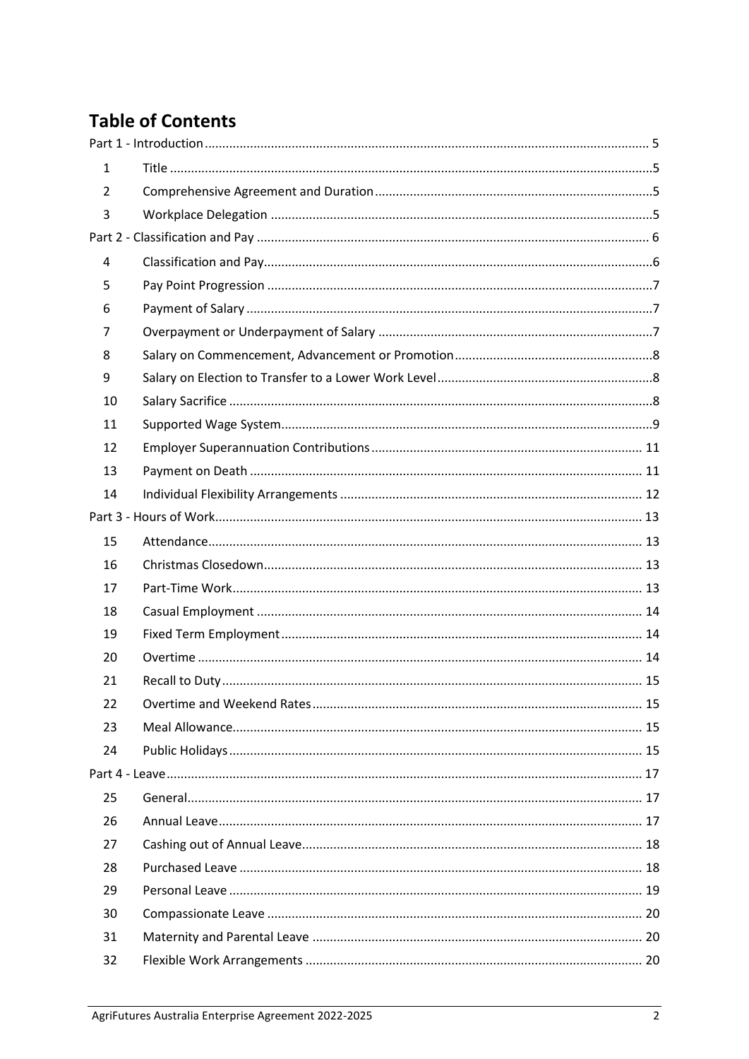# Table of Contents

Part 1 - Introduction ..... 5

| | | |
|---|---|---|
| 1 | Title | 5 |
| 2 | Comprehensive Agreement and Duration | 5 |
| 3 | Workplace Delegation | 5 |

Part 2 - Classification and Pay ..... 6

| | | |
|---|---|---|
| 4 | Classification and Pay | 6 |
| 5 | Pay Point Progression | 7 |
| 6 | Payment of Salary | 7 |
| 7 | Overpayment or Underpayment of Salary | 7 |
| 8 | Salary on Commencement, Advancement or Promotion | 8 |
| 9 | Salary on Election to Transfer to a Lower Work Level | 8 |
| 10 | Salary Sacrifice | 8 |
| 11 | Supported Wage System | 9 |
| 12 | Employer Superannuation Contributions | 11 |
| 13 | Payment on Death | 11 |
| 14 | Individual Flexibility Arrangements | 12 |

Part 3 - Hours of Work ..... 13

| | | |
|---|---|---|
| 15 | Attendance | 13 |
| 16 | Christmas Closedown | 13 |
| 17 | Part-Time Work | 13 |
| 18 | Casual Employment | 14 |
| 19 | Fixed Term Employment | 14 |
| 20 | Overtime | 14 |
| 21 | Recall to Duty | 15 |
| 22 | Overtime and Weekend Rates | 15 |
| 23 | Meal Allowance | 15 |
| 24 | Public Holidays | 15 |

Part 4 - Leave ..... 17

| | | |
|---|---|---|
| 25 | General | 17 |
| 26 | Annual Leave | 17 |
| 27 | Cashing out of Annual Leave | 18 |
| 28 | Purchased Leave | 18 |
| 29 | Personal Leave | 19 |
| 30 | Compassionate Leave | 20 |
| 31 | Maternity and Parental Leave | 20 |
| 32 | Flexible Work Arrangements | 20 |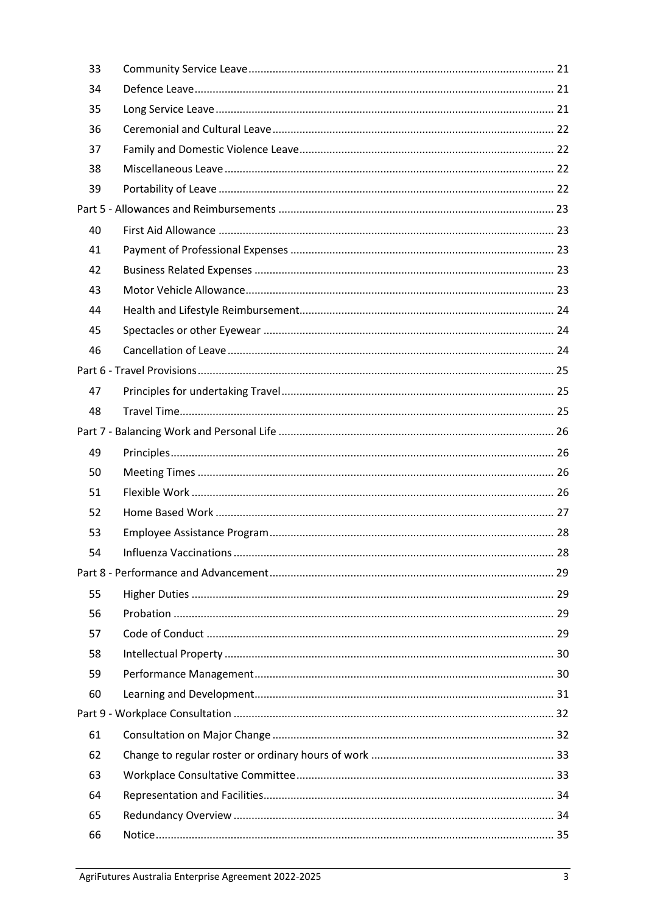| | | |
|---|---|---|
| 33 | Community Service Leave | 21 |
| 34 | Defence Leave | 21 |
| 35 | Long Service Leave | 21 |
| 36 | Ceremonial and Cultural Leave | 22 |
| 37 | Family and Domestic Violence Leave | 22 |
| 38 | Miscellaneous Leave | 22 |
| 39 | Portability of Leave | 22 |
| Part 5 - Allowances and Reimbursements | | 23 |
| 40 | First Aid Allowance | 23 |
| 41 | Payment of Professional Expenses | 23 |
| 42 | Business Related Expenses | 23 |
| 43 | Motor Vehicle Allowance | 23 |
| 44 | Health and Lifestyle Reimbursement | 24 |
| 45 | Spectacles or other Eyewear | 24 |
| 46 | Cancellation of Leave | 24 |
| Part 6 - Travel Provisions | | 25 |
| 47 | Principles for undertaking Travel | 25 |
| 48 | Travel Time | 25 |
| Part 7 - Balancing Work and Personal Life | | 26 |
| 49 | Principles | 26 |
| 50 | Meeting Times | 26 |
| 51 | Flexible Work | 26 |
| 52 | Home Based Work | 27 |
| 53 | Employee Assistance Program | 28 |
| 54 | Influenza Vaccinations | 28 |
| Part 8 - Performance and Advancement | | 29 |
| 55 | Higher Duties | 29 |
| 56 | Probation | 29 |
| 57 | Code of Conduct | 29 |
| 58 | Intellectual Property | 30 |
| 59 | Performance Management | 30 |
| 60 | Learning and Development | 31 |
| Part 9 - Workplace Consultation | | 32 |
| 61 | Consultation on Major Change | 32 |
| 62 | Change to regular roster or ordinary hours of work | 33 |
| 63 | Workplace Consultative Committee | 33 |
| 64 | Representation and Facilities | 34 |
| 65 | Redundancy Overview | 34 |
| 66 | Notice | 35 |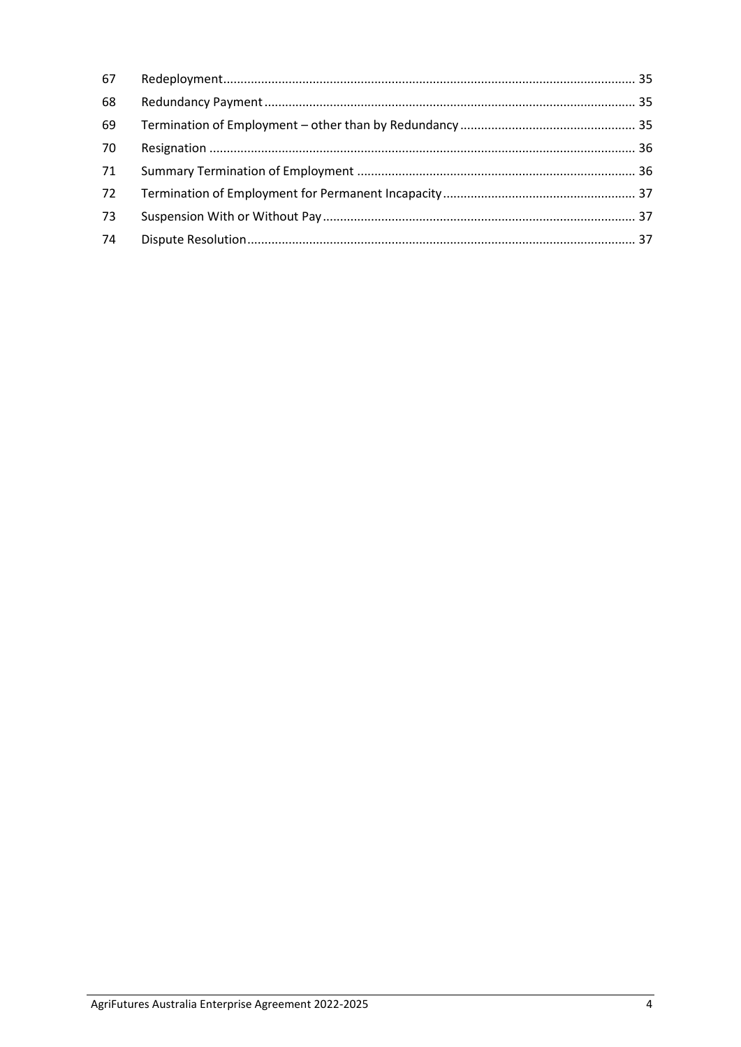| | | |
|---|---|---|
| 67 | Redeployment | 35 |
| 68 | Redundancy Payment | 35 |
| 69 | Termination of Employment – other than by Redundancy | 35 |
| 70 | Resignation | 36 |
| 71 | Summary Termination of Employment | 36 |
| 72 | Termination of Employment for Permanent Incapacity | 37 |
| 73 | Suspension With or Without Pay | 37 |
| 74 | Dispute Resolution | 37 |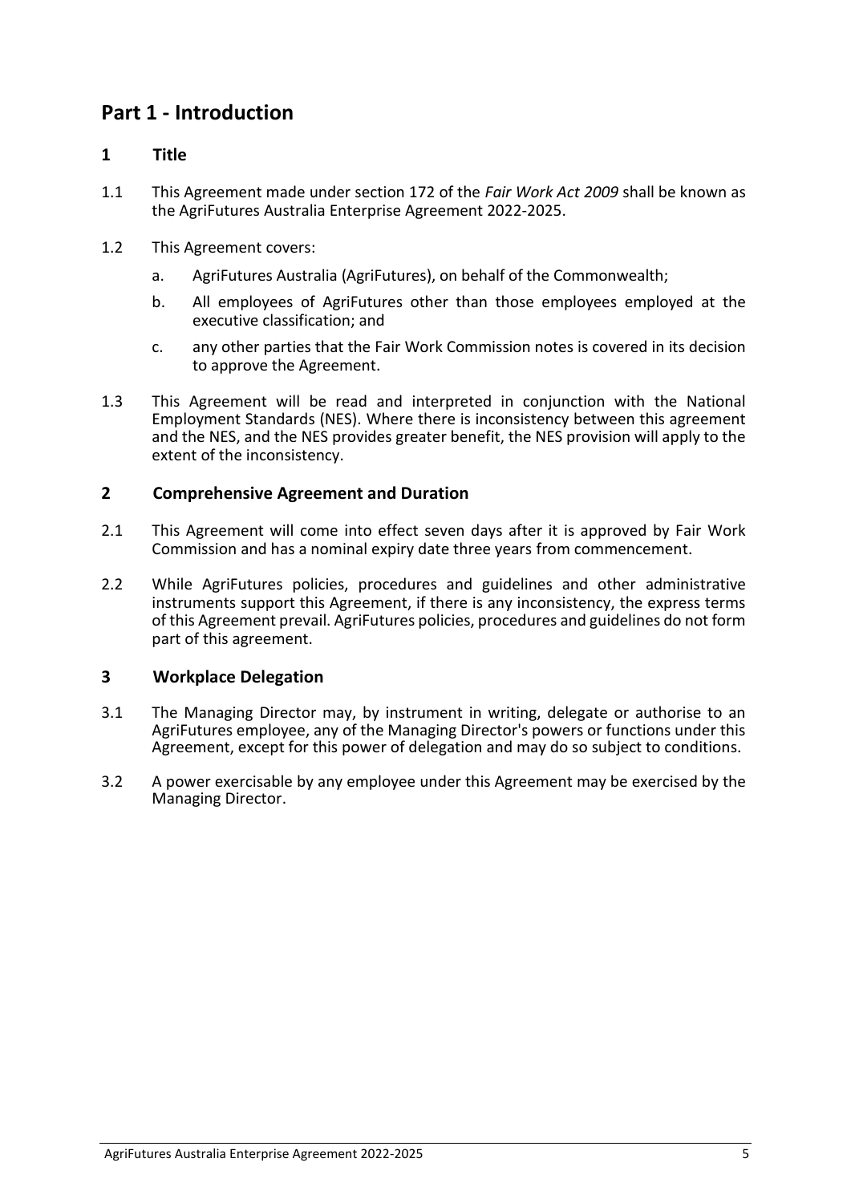# Part 1 - Introduction

## 1 Title

1.1 This Agreement made under section 172 of the *Fair Work Act 2009* shall be known as the AgriFutures Australia Enterprise Agreement 2022-2025.

1.2 This Agreement covers:

a. AgriFutures Australia (AgriFutures), on behalf of the Commonwealth;

b. All employees of AgriFutures other than those employees employed at the executive classification; and

c. any other parties that the Fair Work Commission notes is covered in its decision to approve the Agreement.

1.3 This Agreement will be read and interpreted in conjunction with the National Employment Standards (NES). Where there is inconsistency between this agreement and the NES, and the NES provides greater benefit, the NES provision will apply to the extent of the inconsistency.

## 2 Comprehensive Agreement and Duration

2.1 This Agreement will come into effect seven days after it is approved by Fair Work Commission and has a nominal expiry date three years from commencement.

2.2 While AgriFutures policies, procedures and guidelines and other administrative instruments support this Agreement, if there is any inconsistency, the express terms of this Agreement prevail. AgriFutures policies, procedures and guidelines do not form part of this agreement.

## 3 Workplace Delegation

3.1 The Managing Director may, by instrument in writing, delegate or authorise to an AgriFutures employee, any of the Managing Director's powers or functions under this Agreement, except for this power of delegation and may do so subject to conditions.

3.2 A power exercisable by any employee under this Agreement may be exercised by the Managing Director.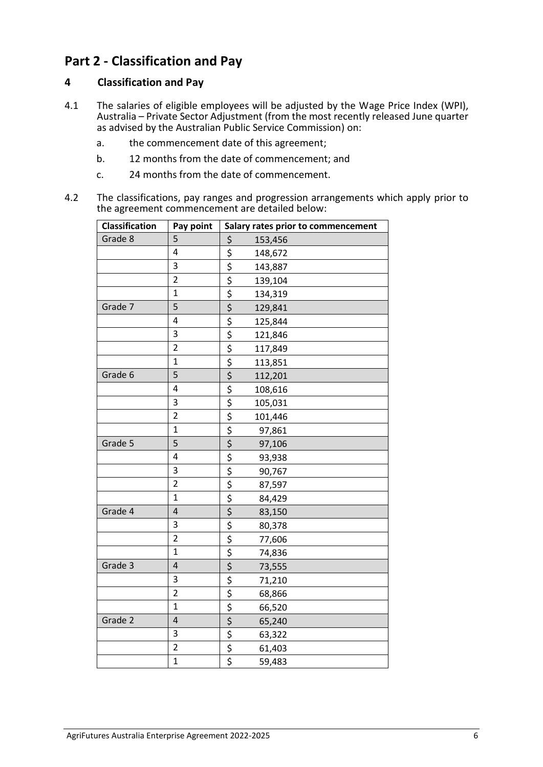# Part 2 - Classification and Pay

## 4 Classification and Pay

4.1 The salaries of eligible employees will be adjusted by the Wage Price Index (WPI), Australia – Private Sector Adjustment (from the most recently released June quarter as advised by the Australian Public Service Commission) on:

a. the commencement date of this agreement;

b. 12 months from the date of commencement; and

c. 24 months from the date of commencement.

4.2 The classifications, pay ranges and progression arrangements which apply prior to the agreement commencement are detailed below:

| Classification | Pay point | Salary rates prior to commencement |
|---|---|---|
| Grade 8 | 5 | $ 153,456 |
| | 4 | $ 148,672 |
| | 3 | $ 143,887 |
| | 2 | $ 139,104 |
| | 1 | $ 134,319 |
| Grade 7 | 5 | $ 129,841 |
| | 4 | $ 125,844 |
| | 3 | $ 121,846 |
| | 2 | $ 117,849 |
| | 1 | $ 113,851 |
| Grade 6 | 5 | $ 112,201 |
| | 4 | $ 108,616 |
| | 3 | $ 105,031 |
| | 2 | $ 101,446 |
| | 1 | $ 97,861 |
| Grade 5 | 5 | $ 97,106 |
| | 4 | $ 93,938 |
| | 3 | $ 90,767 |
| | 2 | $ 87,597 |
| | 1 | $ 84,429 |
| Grade 4 | 4 | $ 83,150 |
| | 3 | $ 80,378 |
| | 2 | $ 77,606 |
| | 1 | $ 74,836 |
| Grade 3 | 4 | $ 73,555 |
| | 3 | $ 71,210 |
| | 2 | $ 68,866 |
| | 1 | $ 66,520 |
| Grade 2 | 4 | $ 65,240 |
| | 3 | $ 63,322 |
| | 2 | $ 61,403 |
| | 1 | $ 59,483 |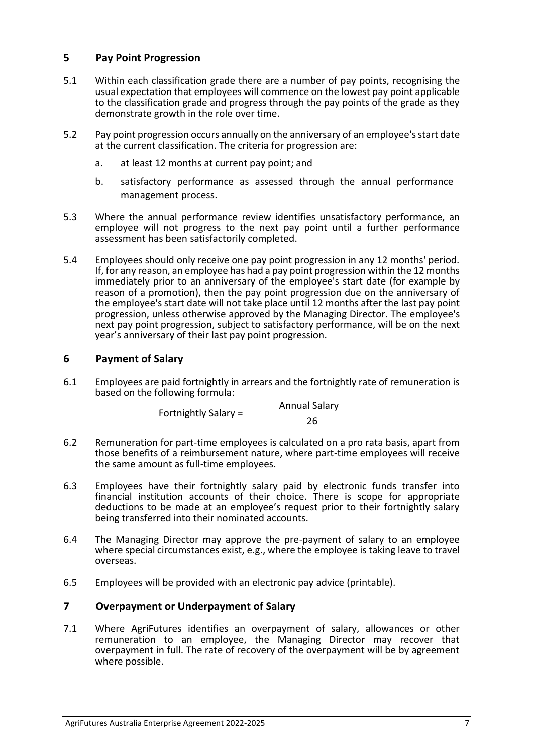## 5 Pay Point Progression

5.1 Within each classification grade there are a number of pay points, recognising the usual expectation that employees will commence on the lowest pay point applicable to the classification grade and progress through the pay points of the grade as they demonstrate growth in the role over time.

5.2 Pay point progression occurs annually on the anniversary of an employee's start date at the current classification. The criteria for progression are:

a. at least 12 months at current pay point; and

b. satisfactory performance as assessed through the annual performance management process.

5.3 Where the annual performance review identifies unsatisfactory performance, an employee will not progress to the next pay point until a further performance assessment has been satisfactorily completed.

5.4 Employees should only receive one pay point progression in any 12 months' period. If, for any reason, an employee has had a pay point progression within the 12 months immediately prior to an anniversary of the employee's start date (for example by reason of a promotion), then the pay point progression due on the anniversary of the employee's start date will not take place until 12 months after the last pay point progression, unless otherwise approved by the Managing Director. The employee's next pay point progression, subject to satisfactory performance, will be on the next year's anniversary of their last pay point progression.

## 6 Payment of Salary

6.1 Employees are paid fortnightly in arrears and the fortnightly rate of remuneration is based on the following formula:

$$\text{Fortnightly Salary} = \frac{\text{Annual Salary}}{26}$$

6.2 Remuneration for part-time employees is calculated on a pro rata basis, apart from those benefits of a reimbursement nature, where part-time employees will receive the same amount as full-time employees.

6.3 Employees have their fortnightly salary paid by electronic funds transfer into financial institution accounts of their choice. There is scope for appropriate deductions to be made at an employee's request prior to their fortnightly salary being transferred into their nominated accounts.

6.4 The Managing Director may approve the pre-payment of salary to an employee where special circumstances exist, e.g., where the employee is taking leave to travel overseas.

6.5 Employees will be provided with an electronic pay advice (printable).

## 7 Overpayment or Underpayment of Salary

7.1 Where AgriFutures identifies an overpayment of salary, allowances or other remuneration to an employee, the Managing Director may recover that overpayment in full. The rate of recovery of the overpayment will be by agreement where possible.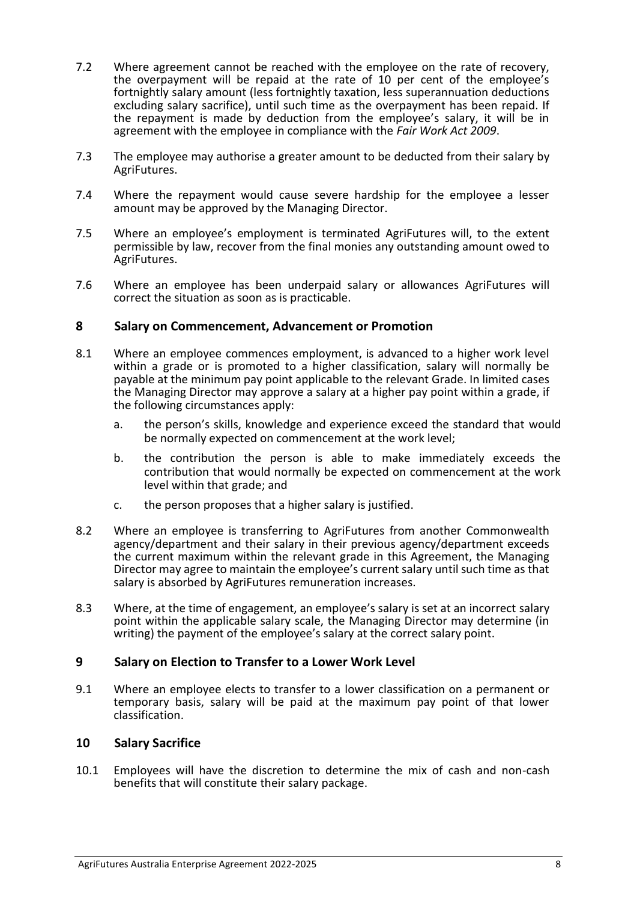7.2 Where agreement cannot be reached with the employee on the rate of recovery, the overpayment will be repaid at the rate of 10 per cent of the employee's fortnightly salary amount (less fortnightly taxation, less superannuation deductions excluding salary sacrifice), until such time as the overpayment has been repaid. If the repayment is made by deduction from the employee's salary, it will be in agreement with the employee in compliance with the *Fair Work Act 2009*.

7.3 The employee may authorise a greater amount to be deducted from their salary by AgriFutures.

7.4 Where the repayment would cause severe hardship for the employee a lesser amount may be approved by the Managing Director.

7.5 Where an employee's employment is terminated AgriFutures will, to the extent permissible by law, recover from the final monies any outstanding amount owed to AgriFutures.

7.6 Where an employee has been underpaid salary or allowances AgriFutures will correct the situation as soon as is practicable.

## 8 Salary on Commencement, Advancement or Promotion

8.1 Where an employee commences employment, is advanced to a higher work level within a grade or is promoted to a higher classification, salary will normally be payable at the minimum pay point applicable to the relevant Grade. In limited cases the Managing Director may approve a salary at a higher pay point within a grade, if the following circumstances apply:

a. the person's skills, knowledge and experience exceed the standard that would be normally expected on commencement at the work level;

b. the contribution the person is able to make immediately exceeds the contribution that would normally be expected on commencement at the work level within that grade; and

c. the person proposes that a higher salary is justified.

8.2 Where an employee is transferring to AgriFutures from another Commonwealth agency/department and their salary in their previous agency/department exceeds the current maximum within the relevant grade in this Agreement, the Managing Director may agree to maintain the employee's current salary until such time as that salary is absorbed by AgriFutures remuneration increases.

8.3 Where, at the time of engagement, an employee's salary is set at an incorrect salary point within the applicable salary scale, the Managing Director may determine (in writing) the payment of the employee's salary at the correct salary point.

## 9 Salary on Election to Transfer to a Lower Work Level

9.1 Where an employee elects to transfer to a lower classification on a permanent or temporary basis, salary will be paid at the maximum pay point of that lower classification.

## 10 Salary Sacrifice

10.1 Employees will have the discretion to determine the mix of cash and non-cash benefits that will constitute their salary package.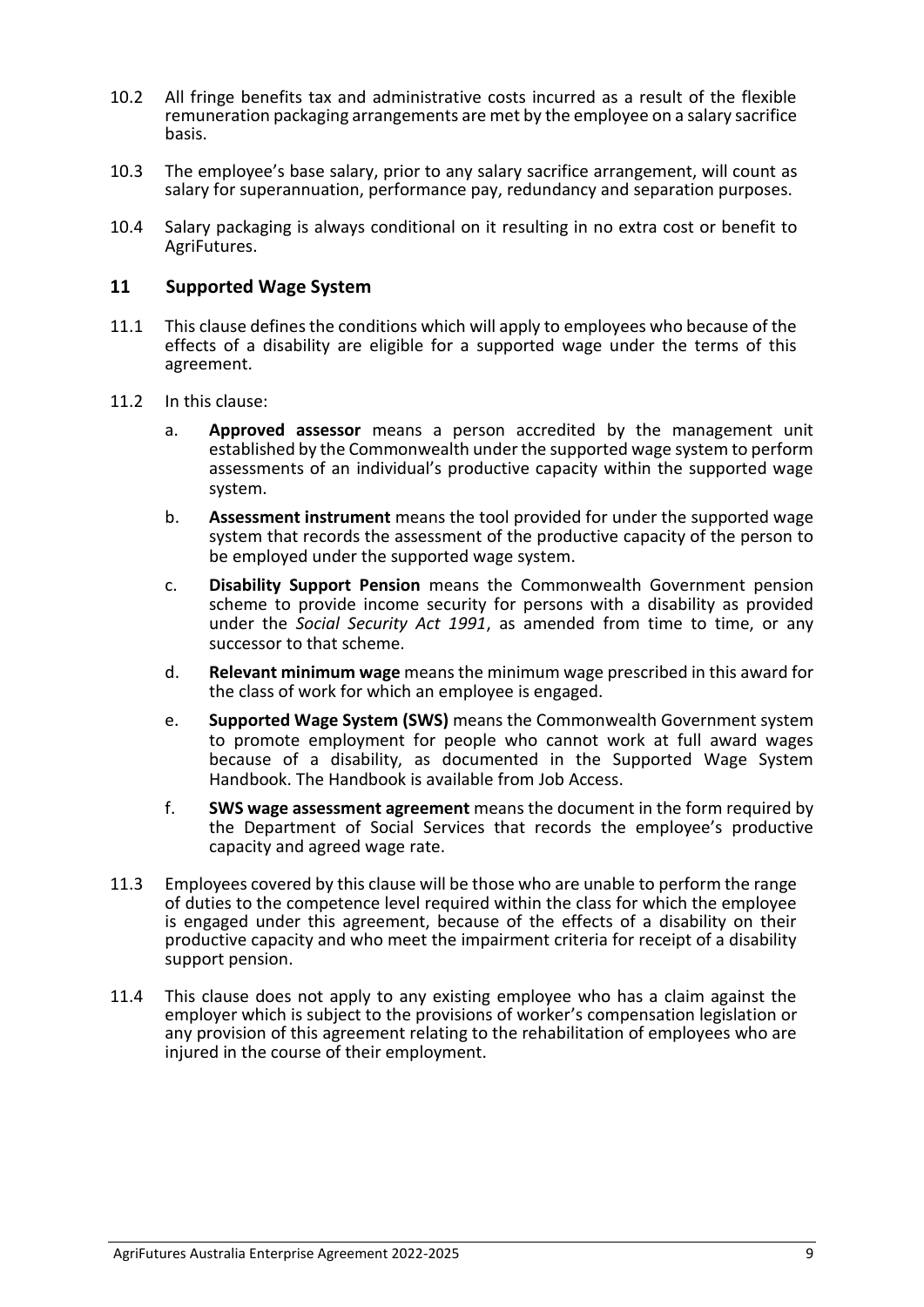10.2 All fringe benefits tax and administrative costs incurred as a result of the flexible remuneration packaging arrangements are met by the employee on a salary sacrifice basis.

10.3 The employee's base salary, prior to any salary sacrifice arrangement, will count as salary for superannuation, performance pay, redundancy and separation purposes.

10.4 Salary packaging is always conditional on it resulting in no extra cost or benefit to AgriFutures.

## 11 Supported Wage System

11.1 This clause defines the conditions which will apply to employees who because of the effects of a disability are eligible for a supported wage under the terms of this agreement.

11.2 In this clause:

a. **Approved assessor** means a person accredited by the management unit established by the Commonwealth under the supported wage system to perform assessments of an individual's productive capacity within the supported wage system.

b. **Assessment instrument** means the tool provided for under the supported wage system that records the assessment of the productive capacity of the person to be employed under the supported wage system.

c. **Disability Support Pension** means the Commonwealth Government pension scheme to provide income security for persons with a disability as provided under the *Social Security Act 1991*, as amended from time to time, or any successor to that scheme.

d. **Relevant minimum wage** means the minimum wage prescribed in this award for the class of work for which an employee is engaged.

e. **Supported Wage System (SWS)** means the Commonwealth Government system to promote employment for people who cannot work at full award wages because of a disability, as documented in the Supported Wage System Handbook. The Handbook is available from Job Access.

f. **SWS wage assessment agreement** means the document in the form required by the Department of Social Services that records the employee's productive capacity and agreed wage rate.

11.3 Employees covered by this clause will be those who are unable to perform the range of duties to the competence level required within the class for which the employee is engaged under this agreement, because of the effects of a disability on their productive capacity and who meet the impairment criteria for receipt of a disability support pension.

11.4 This clause does not apply to any existing employee who has a claim against the employer which is subject to the provisions of worker's compensation legislation or any provision of this agreement relating to the rehabilitation of employees who are injured in the course of their employment.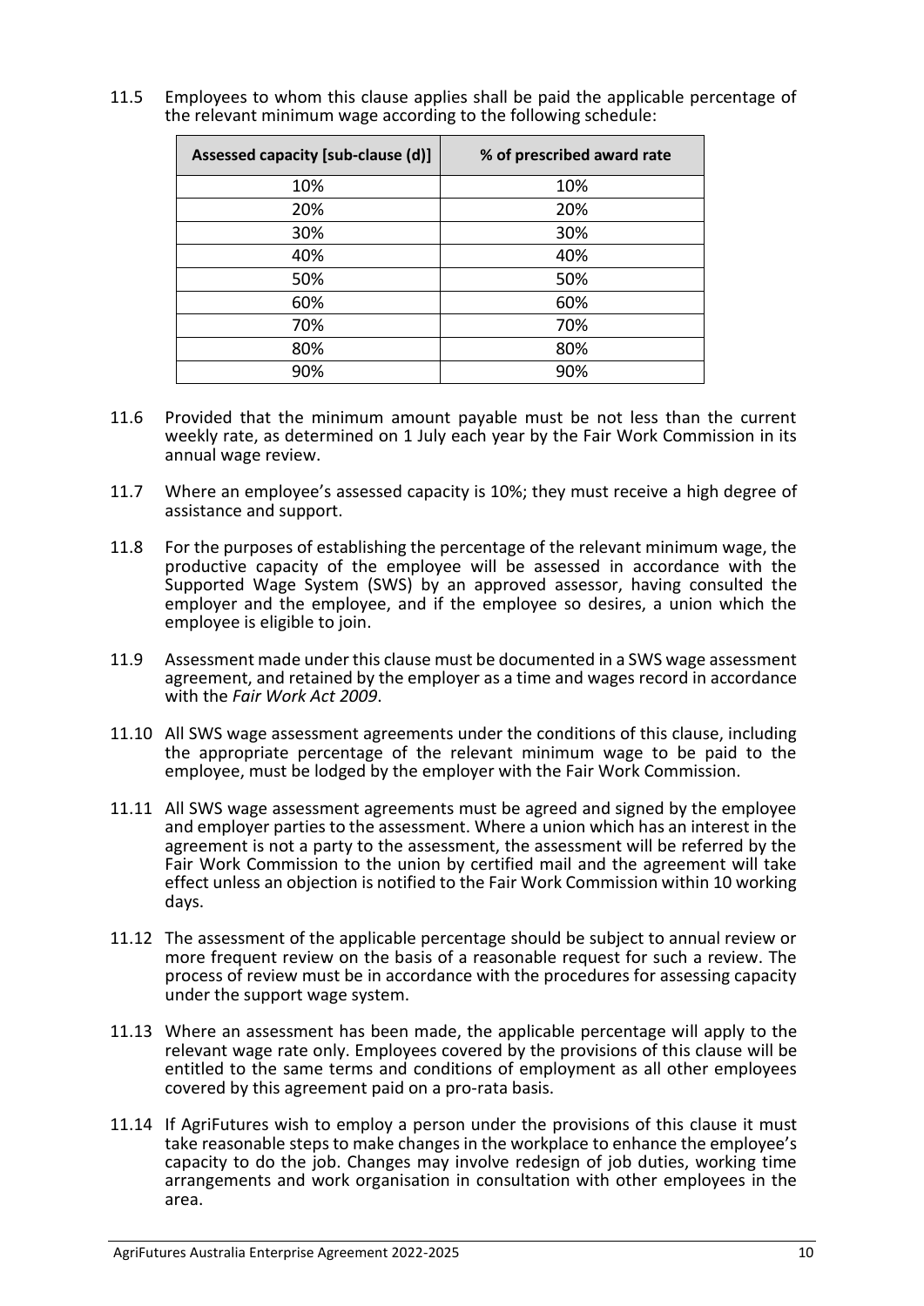11.5 Employees to whom this clause applies shall be paid the applicable percentage of the relevant minimum wage according to the following schedule:

| Assessed capacity [sub-clause (d)] | % of prescribed award rate |
|---|---|
| 10% | 10% |
| 20% | 20% |
| 30% | 30% |
| 40% | 40% |
| 50% | 50% |
| 60% | 60% |
| 70% | 70% |
| 80% | 80% |
| 90% | 90% |

11.6 Provided that the minimum amount payable must be not less than the current weekly rate, as determined on 1 July each year by the Fair Work Commission in its annual wage review.

11.7 Where an employee's assessed capacity is 10%; they must receive a high degree of assistance and support.

11.8 For the purposes of establishing the percentage of the relevant minimum wage, the productive capacity of the employee will be assessed in accordance with the Supported Wage System (SWS) by an approved assessor, having consulted the employer and the employee, and if the employee so desires, a union which the employee is eligible to join.

11.9 Assessment made under this clause must be documented in a SWS wage assessment agreement, and retained by the employer as a time and wages record in accordance with the *Fair Work Act 2009*.

11.10 All SWS wage assessment agreements under the conditions of this clause, including the appropriate percentage of the relevant minimum wage to be paid to the employee, must be lodged by the employer with the Fair Work Commission.

11.11 All SWS wage assessment agreements must be agreed and signed by the employee and employer parties to the assessment. Where a union which has an interest in the agreement is not a party to the assessment, the assessment will be referred by the Fair Work Commission to the union by certified mail and the agreement will take effect unless an objection is notified to the Fair Work Commission within 10 working days.

11.12 The assessment of the applicable percentage should be subject to annual review or more frequent review on the basis of a reasonable request for such a review. The process of review must be in accordance with the procedures for assessing capacity under the support wage system.

11.13 Where an assessment has been made, the applicable percentage will apply to the relevant wage rate only. Employees covered by the provisions of this clause will be entitled to the same terms and conditions of employment as all other employees covered by this agreement paid on a pro-rata basis.

11.14 If AgriFutures wish to employ a person under the provisions of this clause it must take reasonable steps to make changes in the workplace to enhance the employee's capacity to do the job. Changes may involve redesign of job duties, working time arrangements and work organisation in consultation with other employees in the area.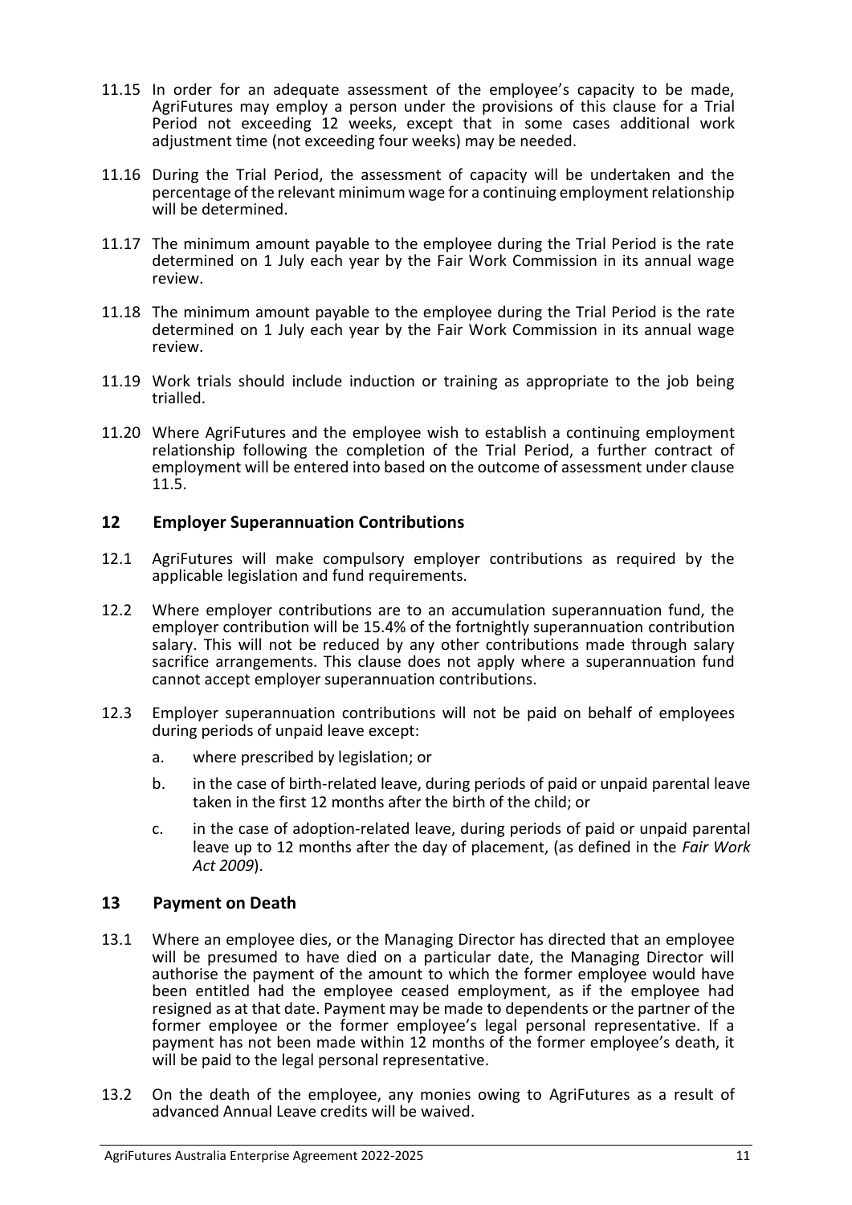11.15 In order for an adequate assessment of the employee's capacity to be made, AgriFutures may employ a person under the provisions of this clause for a Trial Period not exceeding 12 weeks, except that in some cases additional work adjustment time (not exceeding four weeks) may be needed.

11.16 During the Trial Period, the assessment of capacity will be undertaken and the percentage of the relevant minimum wage for a continuing employment relationship will be determined.

11.17 The minimum amount payable to the employee during the Trial Period is the rate determined on 1 July each year by the Fair Work Commission in its annual wage review.

11.18 The minimum amount payable to the employee during the Trial Period is the rate determined on 1 July each year by the Fair Work Commission in its annual wage review.

11.19 Work trials should include induction or training as appropriate to the job being trialled.

11.20 Where AgriFutures and the employee wish to establish a continuing employment relationship following the completion of the Trial Period, a further contract of employment will be entered into based on the outcome of assessment under clause 11.5.

## 12 Employer Superannuation Contributions

12.1 AgriFutures will make compulsory employer contributions as required by the applicable legislation and fund requirements.

12.2 Where employer contributions are to an accumulation superannuation fund, the employer contribution will be 15.4% of the fortnightly superannuation contribution salary. This will not be reduced by any other contributions made through salary sacrifice arrangements. This clause does not apply where a superannuation fund cannot accept employer superannuation contributions.

12.3 Employer superannuation contributions will not be paid on behalf of employees during periods of unpaid leave except:

   a. where prescribed by legislation; or

   b. in the case of birth-related leave, during periods of paid or unpaid parental leave taken in the first 12 months after the birth of the child; or

   c. in the case of adoption-related leave, during periods of paid or unpaid parental leave up to 12 months after the day of placement, (as defined in the *Fair Work Act 2009*).

## 13 Payment on Death

13.1 Where an employee dies, or the Managing Director has directed that an employee will be presumed to have died on a particular date, the Managing Director will authorise the payment of the amount to which the former employee would have been entitled had the employee ceased employment, as if the employee had resigned as at that date. Payment may be made to dependents or the partner of the former employee or the former employee's legal personal representative. If a payment has not been made within 12 months of the former employee's death, it will be paid to the legal personal representative.

13.2 On the death of the employee, any monies owing to AgriFutures as a result of advanced Annual Leave credits will be waived.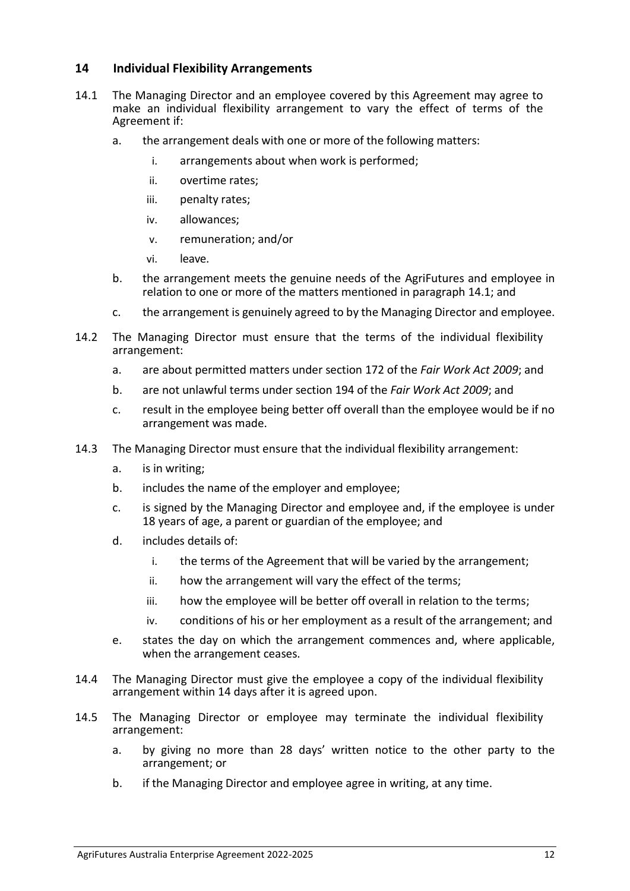## 14 Individual Flexibility Arrangements

14.1 The Managing Director and an employee covered by this Agreement may agree to make an individual flexibility arrangement to vary the effect of terms of the Agreement if:

a. the arrangement deals with one or more of the following matters:

   i. arrangements about when work is performed;

   ii. overtime rates;

   iii. penalty rates;

   iv. allowances;

   v. remuneration; and/or

   vi. leave.

b. the arrangement meets the genuine needs of the AgriFutures and employee in relation to one or more of the matters mentioned in paragraph 14.1; and

c. the arrangement is genuinely agreed to by the Managing Director and employee.

14.2 The Managing Director must ensure that the terms of the individual flexibility arrangement:

a. are about permitted matters under section 172 of the *Fair Work Act 2009*; and

b. are not unlawful terms under section 194 of the *Fair Work Act 2009*; and

c. result in the employee being better off overall than the employee would be if no arrangement was made.

14.3 The Managing Director must ensure that the individual flexibility arrangement:

a. is in writing;

b. includes the name of the employer and employee;

c. is signed by the Managing Director and employee and, if the employee is under 18 years of age, a parent or guardian of the employee; and

d. includes details of:

   i. the terms of the Agreement that will be varied by the arrangement;

   ii. how the arrangement will vary the effect of the terms;

   iii. how the employee will be better off overall in relation to the terms;

   iv. conditions of his or her employment as a result of the arrangement; and

e. states the day on which the arrangement commences and, where applicable, when the arrangement ceases.

14.4 The Managing Director must give the employee a copy of the individual flexibility arrangement within 14 days after it is agreed upon.

14.5 The Managing Director or employee may terminate the individual flexibility arrangement:

a. by giving no more than 28 days' written notice to the other party to the arrangement; or

b. if the Managing Director and employee agree in writing, at any time.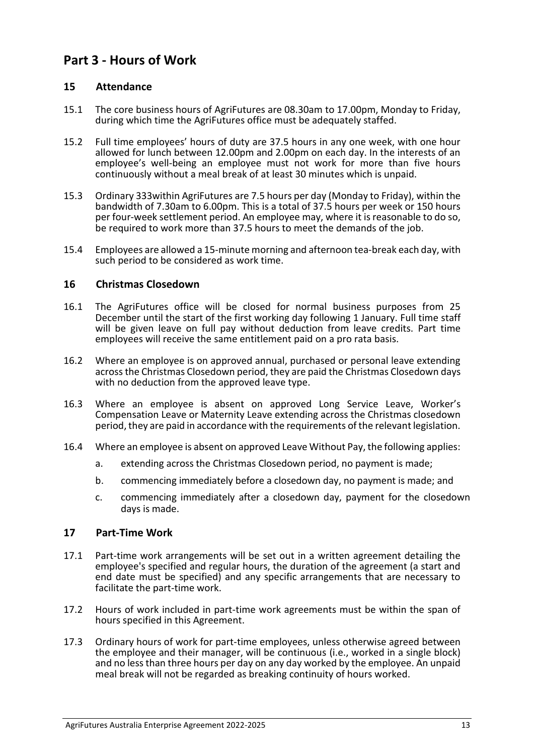# Part 3 - Hours of Work

## 15 Attendance

15.1 The core business hours of AgriFutures are 08.30am to 17.00pm, Monday to Friday, during which time the AgriFutures office must be adequately staffed.

15.2 Full time employees' hours of duty are 37.5 hours in any one week, with one hour allowed for lunch between 12.00pm and 2.00pm on each day. In the interests of an employee's well-being an employee must not work for more than five hours continuously without a meal break of at least 30 minutes which is unpaid.

15.3 Ordinary 333within AgriFutures are 7.5 hours per day (Monday to Friday), within the bandwidth of 7.30am to 6.00pm. This is a total of 37.5 hours per week or 150 hours per four-week settlement period. An employee may, where it is reasonable to do so, be required to work more than 37.5 hours to meet the demands of the job.

15.4 Employees are allowed a 15-minute morning and afternoon tea-break each day, with such period to be considered as work time.

## 16 Christmas Closedown

16.1 The AgriFutures office will be closed for normal business purposes from 25 December until the start of the first working day following 1 January. Full time staff will be given leave on full pay without deduction from leave credits. Part time employees will receive the same entitlement paid on a pro rata basis.

16.2 Where an employee is on approved annual, purchased or personal leave extending across the Christmas Closedown period, they are paid the Christmas Closedown days with no deduction from the approved leave type.

16.3 Where an employee is absent on approved Long Service Leave, Worker's Compensation Leave or Maternity Leave extending across the Christmas closedown period, they are paid in accordance with the requirements of the relevant legislation.

16.4 Where an employee is absent on approved Leave Without Pay, the following applies:

a. extending across the Christmas Closedown period, no payment is made;

b. commencing immediately before a closedown day, no payment is made; and

c. commencing immediately after a closedown day, payment for the closedown days is made.

## 17 Part-Time Work

17.1 Part-time work arrangements will be set out in a written agreement detailing the employee's specified and regular hours, the duration of the agreement (a start and end date must be specified) and any specific arrangements that are necessary to facilitate the part-time work.

17.2 Hours of work included in part-time work agreements must be within the span of hours specified in this Agreement.

17.3 Ordinary hours of work for part-time employees, unless otherwise agreed between the employee and their manager, will be continuous (i.e., worked in a single block) and no less than three hours per day on any day worked by the employee. An unpaid meal break will not be regarded as breaking continuity of hours worked.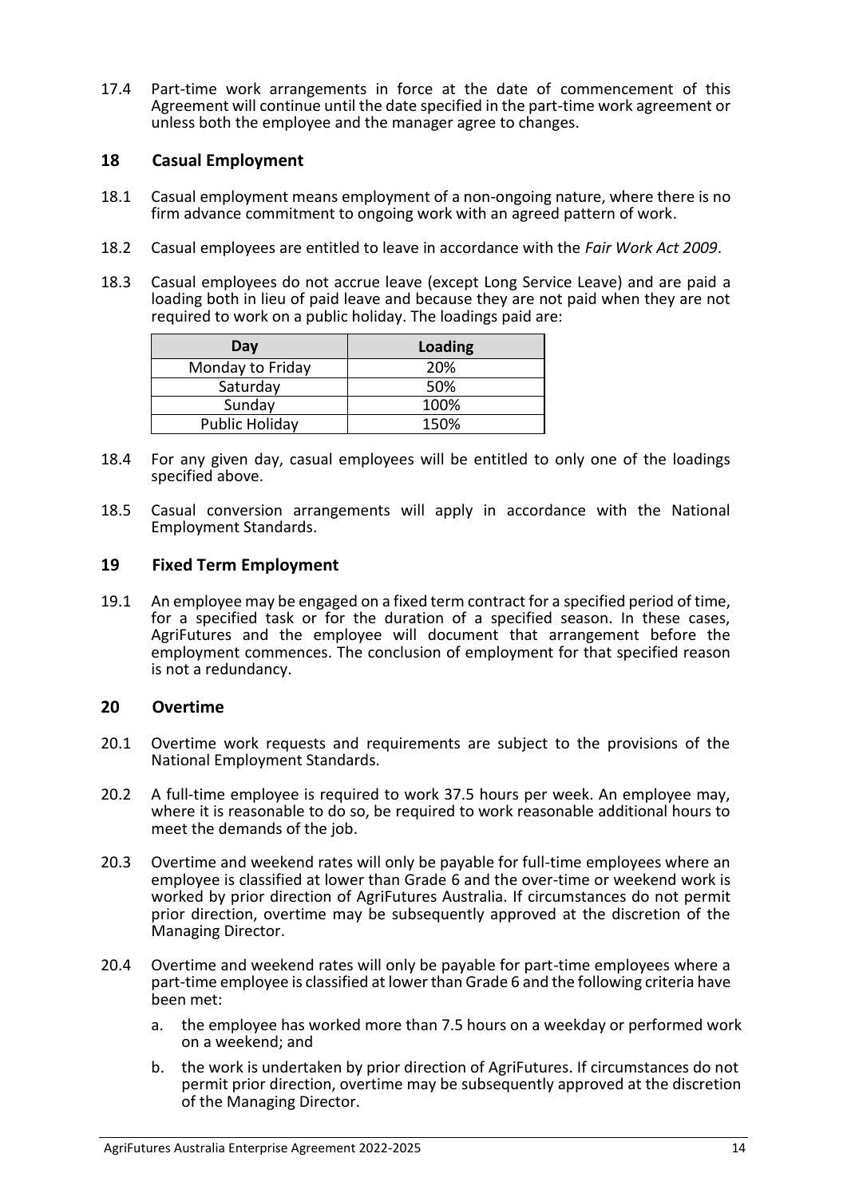17.4 Part-time work arrangements in force at the date of commencement of this Agreement will continue until the date specified in the part-time work agreement or unless both the employee and the manager agree to changes.

## 18 Casual Employment

18.1 Casual employment means employment of a non-ongoing nature, where there is no firm advance commitment to ongoing work with an agreed pattern of work.

18.2 Casual employees are entitled to leave in accordance with the *Fair Work Act 2009*.

18.3 Casual employees do not accrue leave (except Long Service Leave) and are paid a loading both in lieu of paid leave and because they are not paid when they are not required to work on a public holiday. The loadings paid are:

| Day | Loading |
|---|---|
| Monday to Friday | 20% |
| Saturday | 50% |
| Sunday | 100% |
| Public Holiday | 150% |

18.4 For any given day, casual employees will be entitled to only one of the loadings specified above.

18.5 Casual conversion arrangements will apply in accordance with the National Employment Standards.

## 19 Fixed Term Employment

19.1 An employee may be engaged on a fixed term contract for a specified period of time, for a specified task or for the duration of a specified season. In these cases, AgriFutures and the employee will document that arrangement before the employment commences. The conclusion of employment for that specified reason is not a redundancy.

## 20 Overtime

20.1 Overtime work requests and requirements are subject to the provisions of the National Employment Standards.

20.2 A full-time employee is required to work 37.5 hours per week. An employee may, where it is reasonable to do so, be required to work reasonable additional hours to meet the demands of the job.

20.3 Overtime and weekend rates will only be payable for full-time employees where an employee is classified at lower than Grade 6 and the over-time or weekend work is worked by prior direction of AgriFutures Australia. If circumstances do not permit prior direction, overtime may be subsequently approved at the discretion of the Managing Director.

20.4 Overtime and weekend rates will only be payable for part-time employees where a part-time employee is classified at lower than Grade 6 and the following criteria have been met:

a. the employee has worked more than 7.5 hours on a weekday or performed work on a weekend; and

b. the work is undertaken by prior direction of AgriFutures. If circumstances do not permit prior direction, overtime may be subsequently approved at the discretion of the Managing Director.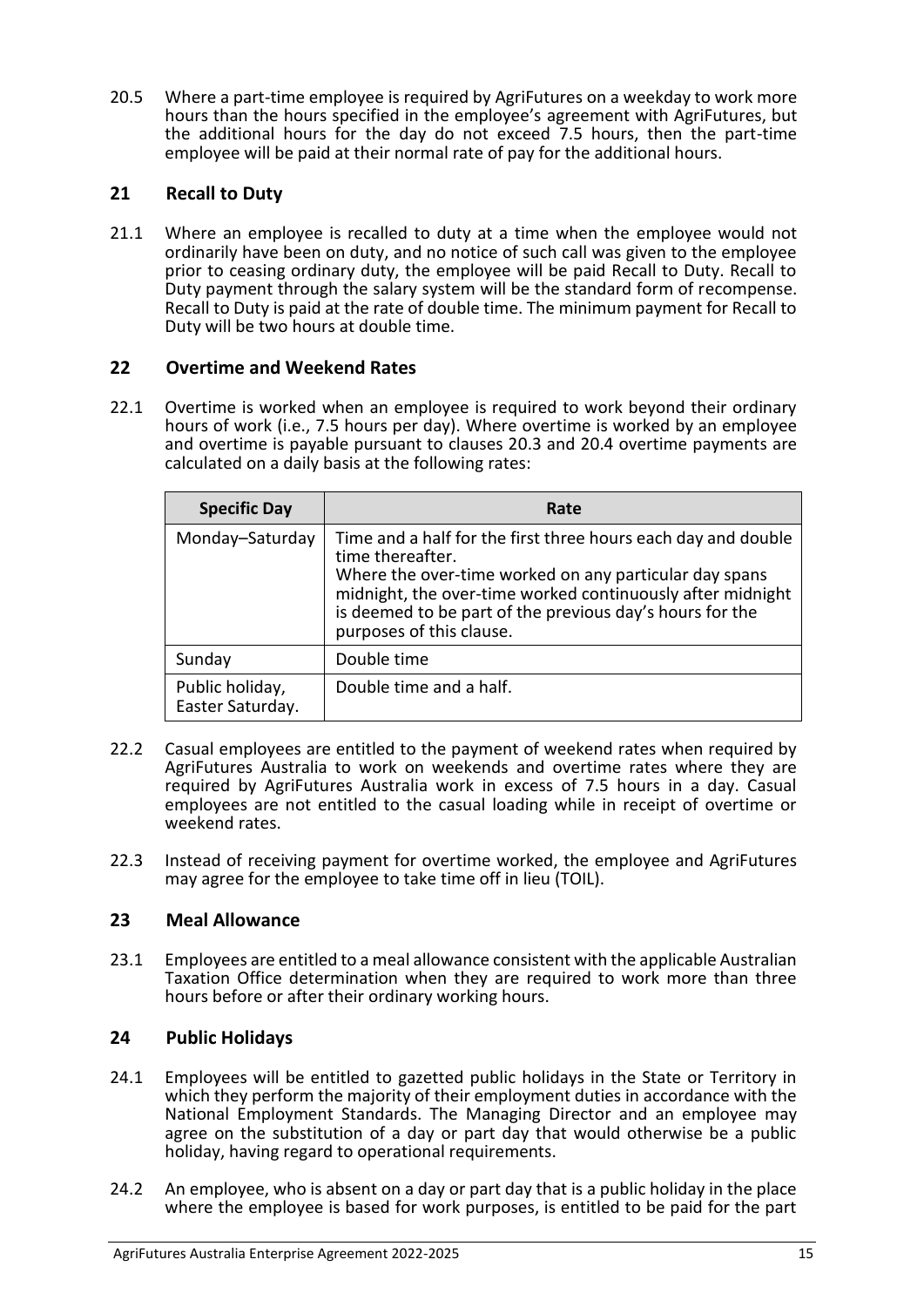20.5 Where a part-time employee is required by AgriFutures on a weekday to work more hours than the hours specified in the employee's agreement with AgriFutures, but the additional hours for the day do not exceed 7.5 hours, then the part-time employee will be paid at their normal rate of pay for the additional hours.

## 21 Recall to Duty

21.1 Where an employee is recalled to duty at a time when the employee would not ordinarily have been on duty, and no notice of such call was given to the employee prior to ceasing ordinary duty, the employee will be paid Recall to Duty. Recall to Duty payment through the salary system will be the standard form of recompense. Recall to Duty is paid at the rate of double time. The minimum payment for Recall to Duty will be two hours at double time.

## 22 Overtime and Weekend Rates

22.1 Overtime is worked when an employee is required to work beyond their ordinary hours of work (i.e., 7.5 hours per day). Where overtime is worked by an employee and overtime is payable pursuant to clauses 20.3 and 20.4 overtime payments are calculated on a daily basis at the following rates:

| Specific Day | Rate |
|---|---|
| Monday–Saturday | Time and a half for the first three hours each day and double time thereafter. Where the over-time worked on any particular day spans midnight, the over-time worked continuously after midnight is deemed to be part of the previous day's hours for the purposes of this clause. |
| Sunday | Double time |
| Public holiday, Easter Saturday. | Double time and a half. |

22.2 Casual employees are entitled to the payment of weekend rates when required by AgriFutures Australia to work on weekends and overtime rates where they are required by AgriFutures Australia work in excess of 7.5 hours in a day. Casual employees are not entitled to the casual loading while in receipt of overtime or weekend rates.

22.3 Instead of receiving payment for overtime worked, the employee and AgriFutures may agree for the employee to take time off in lieu (TOIL).

## 23 Meal Allowance

23.1 Employees are entitled to a meal allowance consistent with the applicable Australian Taxation Office determination when they are required to work more than three hours before or after their ordinary working hours.

## 24 Public Holidays

24.1 Employees will be entitled to gazetted public holidays in the State or Territory in which they perform the majority of their employment duties in accordance with the National Employment Standards. The Managing Director and an employee may agree on the substitution of a day or part day that would otherwise be a public holiday, having regard to operational requirements.

24.2 An employee, who is absent on a day or part day that is a public holiday in the place where the employee is based for work purposes, is entitled to be paid for the part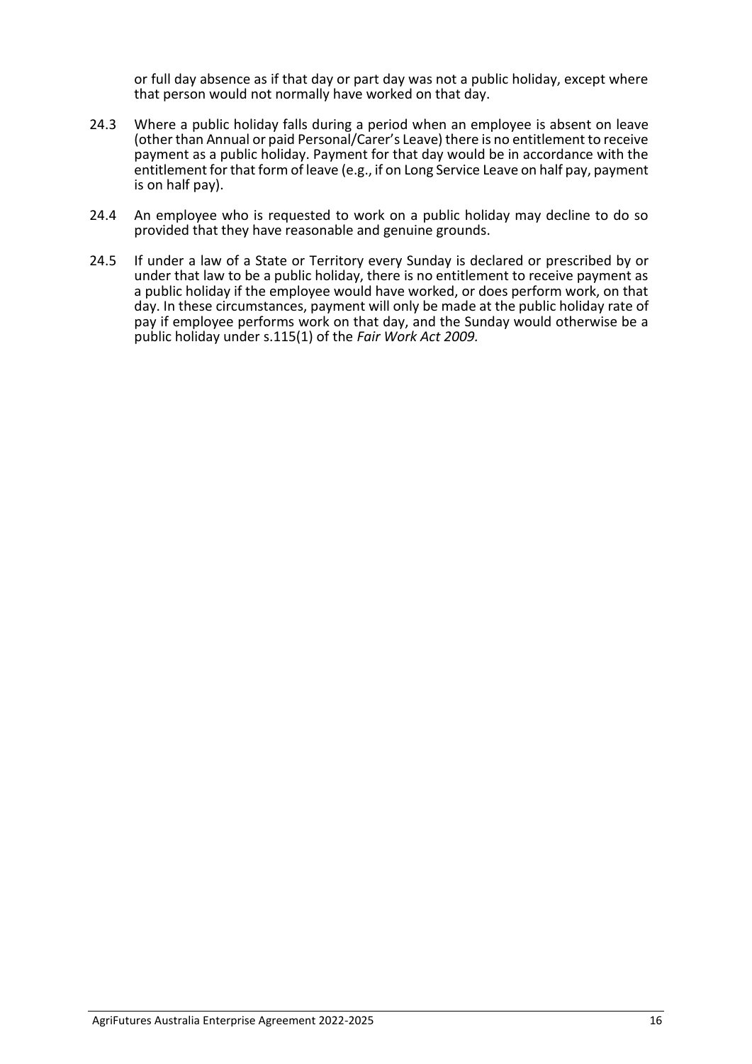or full day absence as if that day or part day was not a public holiday, except where that person would not normally have worked on that day.

24.3 Where a public holiday falls during a period when an employee is absent on leave (other than Annual or paid Personal/Carer's Leave) there is no entitlement to receive payment as a public holiday. Payment for that day would be in accordance with the entitlement for that form of leave (e.g., if on Long Service Leave on half pay, payment is on half pay).

24.4 An employee who is requested to work on a public holiday may decline to do so provided that they have reasonable and genuine grounds.

24.5 If under a law of a State or Territory every Sunday is declared or prescribed by or under that law to be a public holiday, there is no entitlement to receive payment as a public holiday if the employee would have worked, or does perform work, on that day. In these circumstances, payment will only be made at the public holiday rate of pay if employee performs work on that day, and the Sunday would otherwise be a public holiday under s.115(1) of the *Fair Work Act 2009.*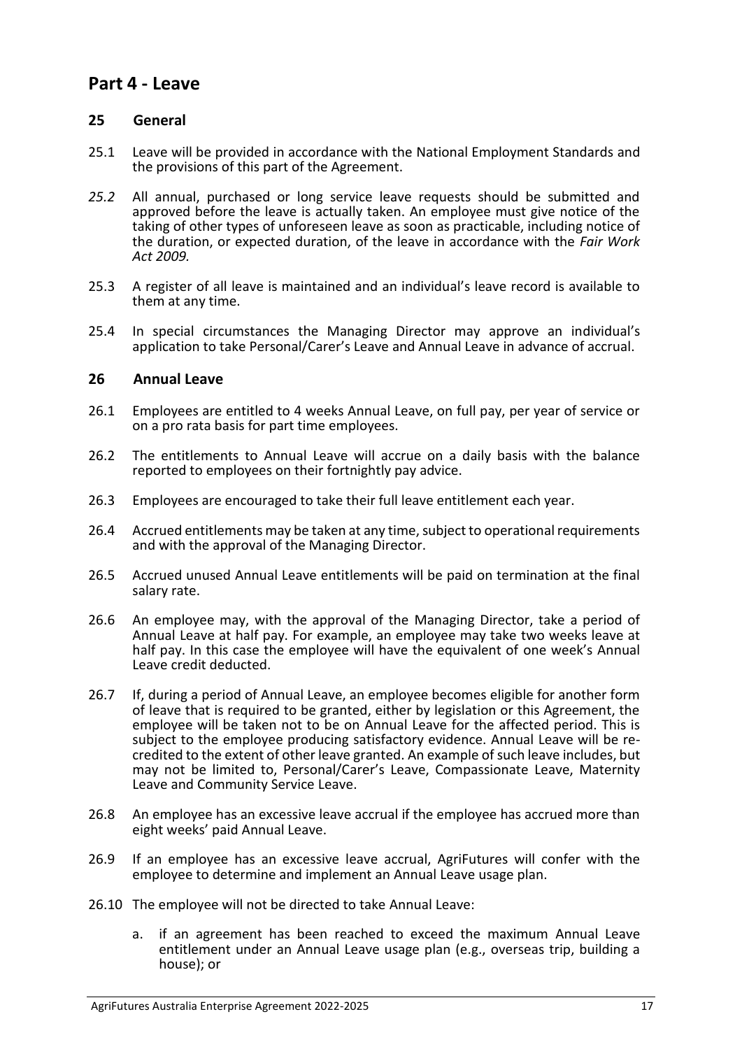# Part 4 - Leave

## 25 General

25.1 Leave will be provided in accordance with the National Employment Standards and the provisions of this part of the Agreement.

*25.2* All annual, purchased or long service leave requests should be submitted and approved before the leave is actually taken. An employee must give notice of the taking of other types of unforeseen leave as soon as practicable, including notice of the duration, or expected duration, of the leave in accordance with the *Fair Work Act 2009.*

25.3 A register of all leave is maintained and an individual's leave record is available to them at any time.

25.4 In special circumstances the Managing Director may approve an individual's application to take Personal/Carer's Leave and Annual Leave in advance of accrual.

## 26 Annual Leave

26.1 Employees are entitled to 4 weeks Annual Leave, on full pay, per year of service or on a pro rata basis for part time employees.

26.2 The entitlements to Annual Leave will accrue on a daily basis with the balance reported to employees on their fortnightly pay advice.

26.3 Employees are encouraged to take their full leave entitlement each year.

26.4 Accrued entitlements may be taken at any time, subject to operational requirements and with the approval of the Managing Director.

26.5 Accrued unused Annual Leave entitlements will be paid on termination at the final salary rate.

26.6 An employee may, with the approval of the Managing Director, take a period of Annual Leave at half pay. For example, an employee may take two weeks leave at half pay. In this case the employee will have the equivalent of one week's Annual Leave credit deducted.

26.7 If, during a period of Annual Leave, an employee becomes eligible for another form of leave that is required to be granted, either by legislation or this Agreement, the employee will be taken not to be on Annual Leave for the affected period. This is subject to the employee producing satisfactory evidence. Annual Leave will be re-credited to the extent of other leave granted. An example of such leave includes, but may not be limited to, Personal/Carer's Leave, Compassionate Leave, Maternity Leave and Community Service Leave.

26.8 An employee has an excessive leave accrual if the employee has accrued more than eight weeks' paid Annual Leave.

26.9 If an employee has an excessive leave accrual, AgriFutures will confer with the employee to determine and implement an Annual Leave usage plan.

26.10 The employee will not be directed to take Annual Leave:

a. if an agreement has been reached to exceed the maximum Annual Leave entitlement under an Annual Leave usage plan (e.g., overseas trip, building a house); or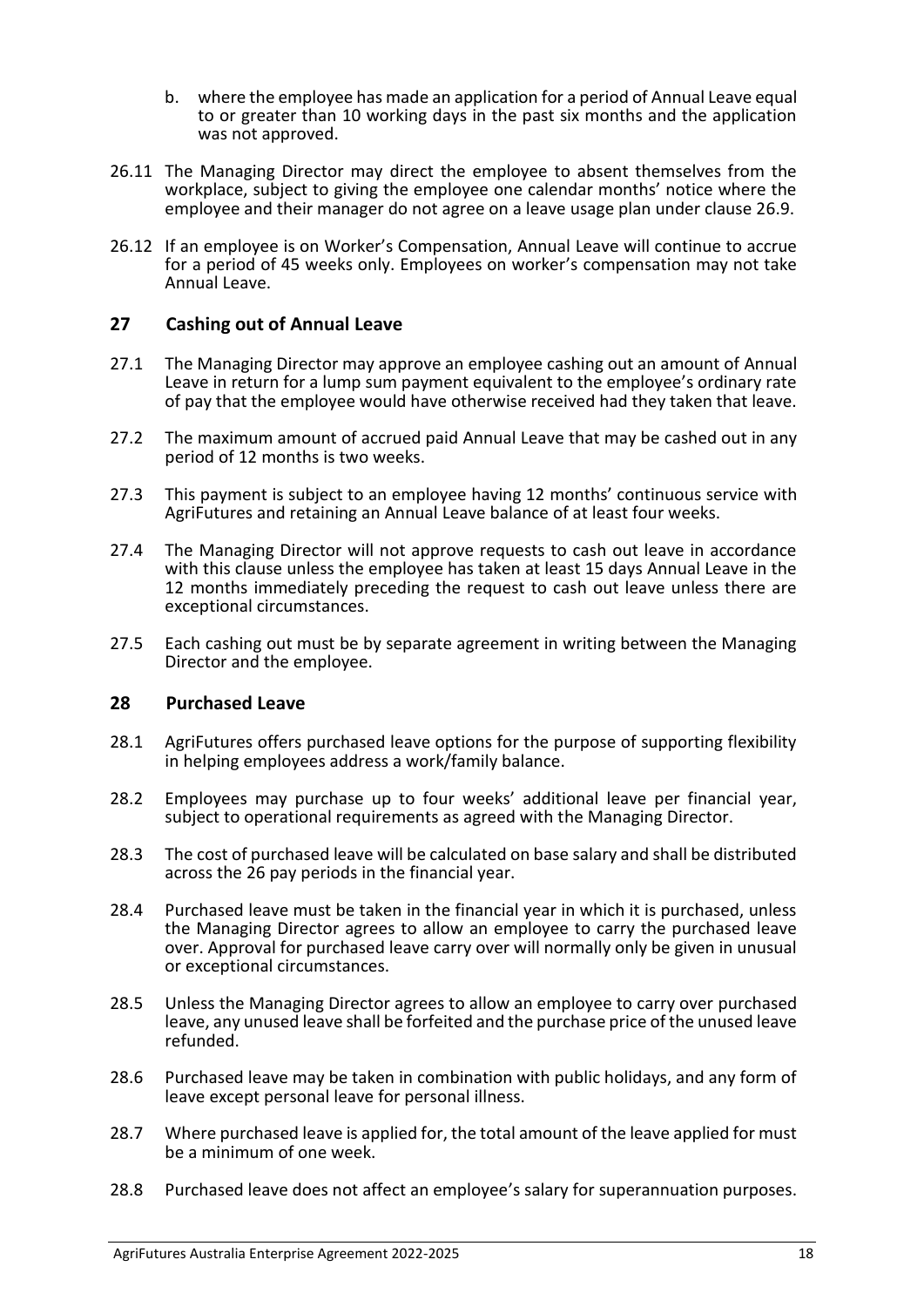b. where the employee has made an application for a period of Annual Leave equal to or greater than 10 working days in the past six months and the application was not approved.

26.11 The Managing Director may direct the employee to absent themselves from the workplace, subject to giving the employee one calendar months' notice where the employee and their manager do not agree on a leave usage plan under clause 26.9.

26.12 If an employee is on Worker's Compensation, Annual Leave will continue to accrue for a period of 45 weeks only. Employees on worker's compensation may not take Annual Leave.

## 27 Cashing out of Annual Leave

27.1 The Managing Director may approve an employee cashing out an amount of Annual Leave in return for a lump sum payment equivalent to the employee's ordinary rate of pay that the employee would have otherwise received had they taken that leave.

27.2 The maximum amount of accrued paid Annual Leave that may be cashed out in any period of 12 months is two weeks.

27.3 This payment is subject to an employee having 12 months' continuous service with AgriFutures and retaining an Annual Leave balance of at least four weeks.

27.4 The Managing Director will not approve requests to cash out leave in accordance with this clause unless the employee has taken at least 15 days Annual Leave in the 12 months immediately preceding the request to cash out leave unless there are exceptional circumstances.

27.5 Each cashing out must be by separate agreement in writing between the Managing Director and the employee.

## 28 Purchased Leave

28.1 AgriFutures offers purchased leave options for the purpose of supporting flexibility in helping employees address a work/family balance.

28.2 Employees may purchase up to four weeks' additional leave per financial year, subject to operational requirements as agreed with the Managing Director.

28.3 The cost of purchased leave will be calculated on base salary and shall be distributed across the 26 pay periods in the financial year.

28.4 Purchased leave must be taken in the financial year in which it is purchased, unless the Managing Director agrees to allow an employee to carry the purchased leave over. Approval for purchased leave carry over will normally only be given in unusual or exceptional circumstances.

28.5 Unless the Managing Director agrees to allow an employee to carry over purchased leave, any unused leave shall be forfeited and the purchase price of the unused leave refunded.

28.6 Purchased leave may be taken in combination with public holidays, and any form of leave except personal leave for personal illness.

28.7 Where purchased leave is applied for, the total amount of the leave applied for must be a minimum of one week.

28.8 Purchased leave does not affect an employee's salary for superannuation purposes.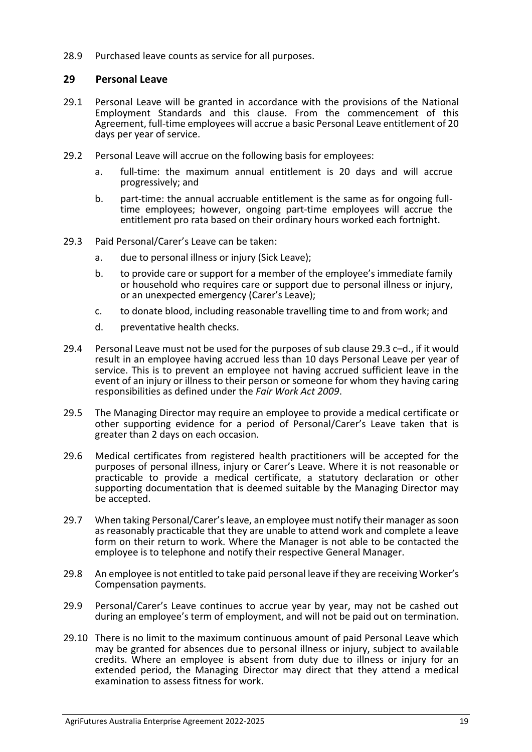28.9 Purchased leave counts as service for all purposes.

## 29 Personal Leave

29.1 Personal Leave will be granted in accordance with the provisions of the National Employment Standards and this clause. From the commencement of this Agreement, full-time employees will accrue a basic Personal Leave entitlement of 20 days per year of service.

29.2 Personal Leave will accrue on the following basis for employees:

a. full-time: the maximum annual entitlement is 20 days and will accrue progressively; and

b. part-time: the annual accruable entitlement is the same as for ongoing full-time employees; however, ongoing part-time employees will accrue the entitlement pro rata based on their ordinary hours worked each fortnight.

29.3 Paid Personal/Carer's Leave can be taken:

a. due to personal illness or injury (Sick Leave);

b. to provide care or support for a member of the employee's immediate family or household who requires care or support due to personal illness or injury, or an unexpected emergency (Carer's Leave);

c. to donate blood, including reasonable travelling time to and from work; and

d. preventative health checks.

29.4 Personal Leave must not be used for the purposes of sub clause 29.3 c–d., if it would result in an employee having accrued less than 10 days Personal Leave per year of service. This is to prevent an employee not having accrued sufficient leave in the event of an injury or illness to their person or someone for whom they having caring responsibilities as defined under the *Fair Work Act 2009*.

29.5 The Managing Director may require an employee to provide a medical certificate or other supporting evidence for a period of Personal/Carer's Leave taken that is greater than 2 days on each occasion.

29.6 Medical certificates from registered health practitioners will be accepted for the purposes of personal illness, injury or Carer's Leave. Where it is not reasonable or practicable to provide a medical certificate, a statutory declaration or other supporting documentation that is deemed suitable by the Managing Director may be accepted.

29.7 When taking Personal/Carer's leave, an employee must notify their manager as soon as reasonably practicable that they are unable to attend work and complete a leave form on their return to work. Where the Manager is not able to be contacted the employee is to telephone and notify their respective General Manager.

29.8 An employee is not entitled to take paid personal leave if they are receiving Worker's Compensation payments.

29.9 Personal/Carer's Leave continues to accrue year by year, may not be cashed out during an employee's term of employment, and will not be paid out on termination.

29.10 There is no limit to the maximum continuous amount of paid Personal Leave which may be granted for absences due to personal illness or injury, subject to available credits. Where an employee is absent from duty due to illness or injury for an extended period, the Managing Director may direct that they attend a medical examination to assess fitness for work.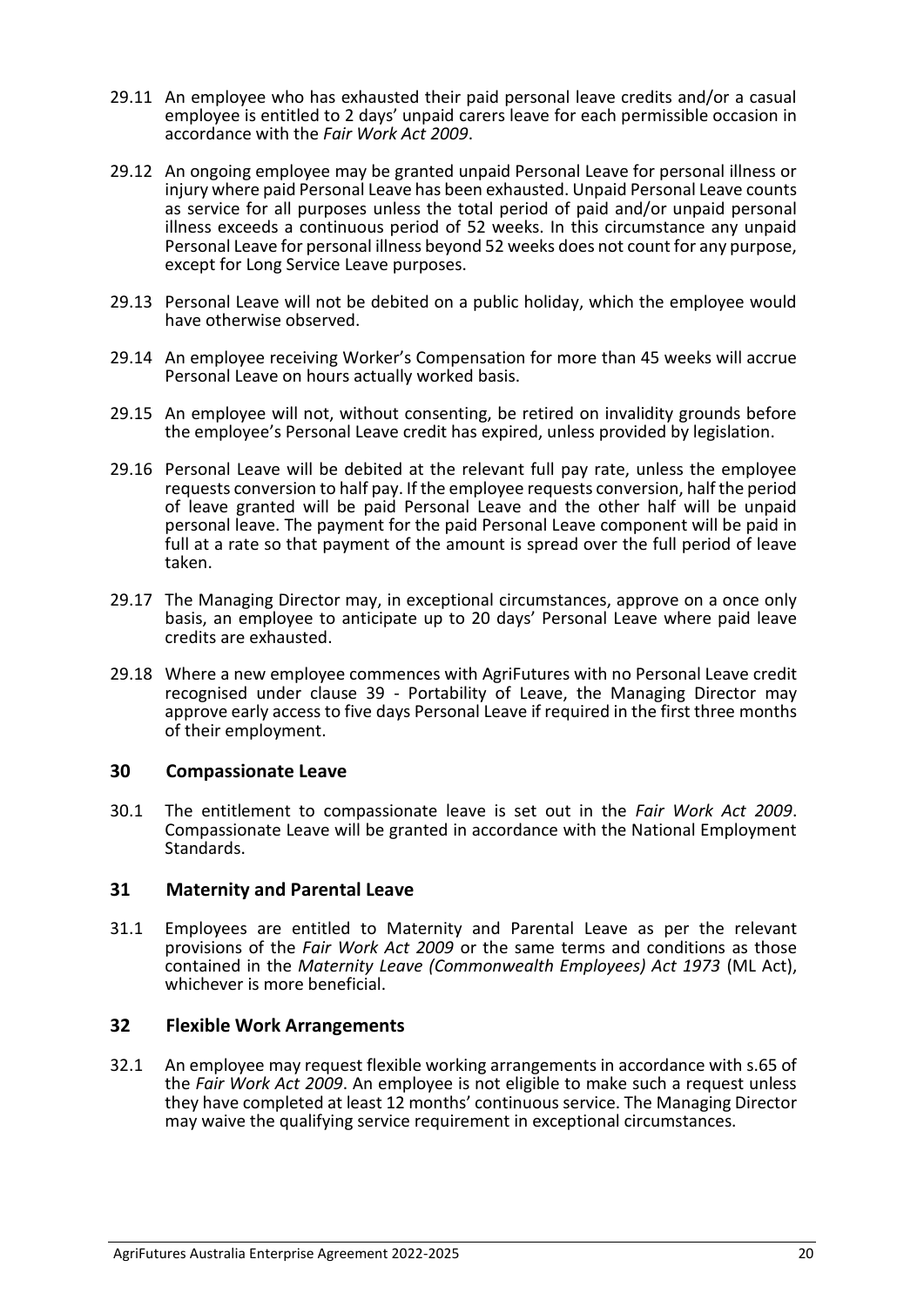29.11 An employee who has exhausted their paid personal leave credits and/or a casual employee is entitled to 2 days' unpaid carers leave for each permissible occasion in accordance with the *Fair Work Act 2009*.

29.12 An ongoing employee may be granted unpaid Personal Leave for personal illness or injury where paid Personal Leave has been exhausted. Unpaid Personal Leave counts as service for all purposes unless the total period of paid and/or unpaid personal illness exceeds a continuous period of 52 weeks. In this circumstance any unpaid Personal Leave for personal illness beyond 52 weeks does not count for any purpose, except for Long Service Leave purposes.

29.13 Personal Leave will not be debited on a public holiday, which the employee would have otherwise observed.

29.14 An employee receiving Worker's Compensation for more than 45 weeks will accrue Personal Leave on hours actually worked basis.

29.15 An employee will not, without consenting, be retired on invalidity grounds before the employee's Personal Leave credit has expired, unless provided by legislation.

29.16 Personal Leave will be debited at the relevant full pay rate, unless the employee requests conversion to half pay. If the employee requests conversion, half the period of leave granted will be paid Personal Leave and the other half will be unpaid personal leave. The payment for the paid Personal Leave component will be paid in full at a rate so that payment of the amount is spread over the full period of leave taken.

29.17 The Managing Director may, in exceptional circumstances, approve on a once only basis, an employee to anticipate up to 20 days' Personal Leave where paid leave credits are exhausted.

29.18 Where a new employee commences with AgriFutures with no Personal Leave credit recognised under clause 39 - Portability of Leave, the Managing Director may approve early access to five days Personal Leave if required in the first three months of their employment.

## 30 Compassionate Leave

30.1 The entitlement to compassionate leave is set out in the *Fair Work Act 2009*. Compassionate Leave will be granted in accordance with the National Employment Standards.

## 31 Maternity and Parental Leave

31.1 Employees are entitled to Maternity and Parental Leave as per the relevant provisions of the *Fair Work Act 2009* or the same terms and conditions as those contained in the *Maternity Leave (Commonwealth Employees) Act 1973* (ML Act), whichever is more beneficial.

## 32 Flexible Work Arrangements

32.1 An employee may request flexible working arrangements in accordance with s.65 of the *Fair Work Act 2009*. An employee is not eligible to make such a request unless they have completed at least 12 months' continuous service. The Managing Director may waive the qualifying service requirement in exceptional circumstances.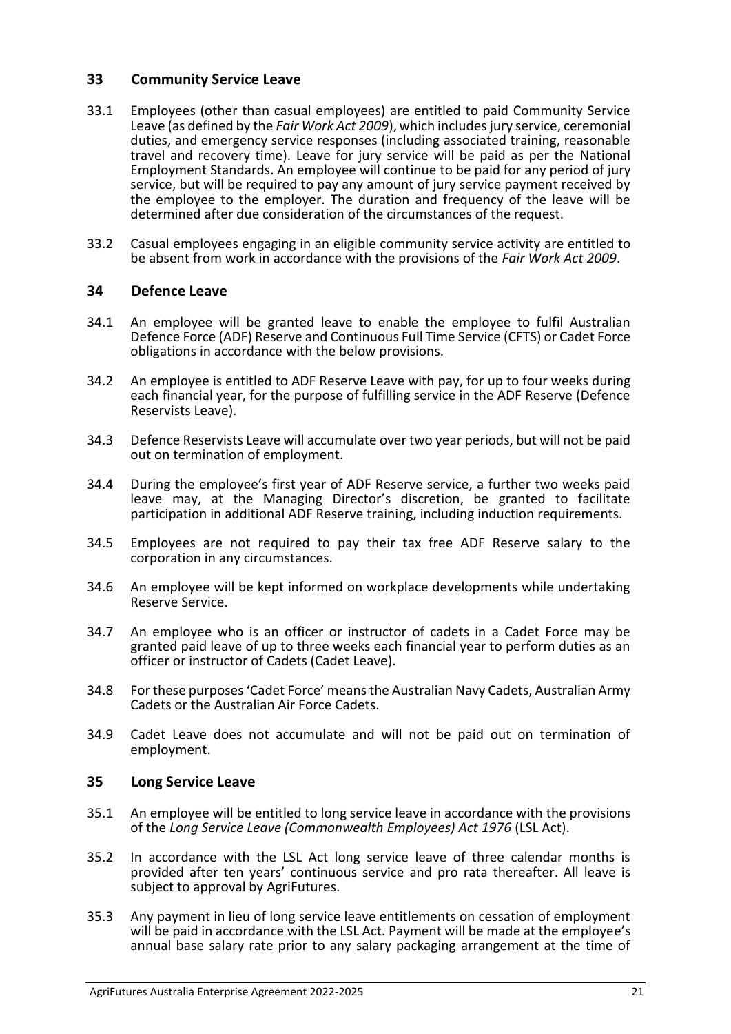## 33 Community Service Leave

33.1 Employees (other than casual employees) are entitled to paid Community Service Leave (as defined by the *Fair Work Act 2009*), which includes jury service, ceremonial duties, and emergency service responses (including associated training, reasonable travel and recovery time). Leave for jury service will be paid as per the National Employment Standards. An employee will continue to be paid for any period of jury service, but will be required to pay any amount of jury service payment received by the employee to the employer. The duration and frequency of the leave will be determined after due consideration of the circumstances of the request.

33.2 Casual employees engaging in an eligible community service activity are entitled to be absent from work in accordance with the provisions of the *Fair Work Act 2009*.

## 34 Defence Leave

34.1 An employee will be granted leave to enable the employee to fulfil Australian Defence Force (ADF) Reserve and Continuous Full Time Service (CFTS) or Cadet Force obligations in accordance with the below provisions.

34.2 An employee is entitled to ADF Reserve Leave with pay, for up to four weeks during each financial year, for the purpose of fulfilling service in the ADF Reserve (Defence Reservists Leave).

34.3 Defence Reservists Leave will accumulate over two year periods, but will not be paid out on termination of employment.

34.4 During the employee's first year of ADF Reserve service, a further two weeks paid leave may, at the Managing Director's discretion, be granted to facilitate participation in additional ADF Reserve training, including induction requirements.

34.5 Employees are not required to pay their tax free ADF Reserve salary to the corporation in any circumstances.

34.6 An employee will be kept informed on workplace developments while undertaking Reserve Service.

34.7 An employee who is an officer or instructor of cadets in a Cadet Force may be granted paid leave of up to three weeks each financial year to perform duties as an officer or instructor of Cadets (Cadet Leave).

34.8 For these purposes 'Cadet Force' means the Australian Navy Cadets, Australian Army Cadets or the Australian Air Force Cadets.

34.9 Cadet Leave does not accumulate and will not be paid out on termination of employment.

## 35 Long Service Leave

35.1 An employee will be entitled to long service leave in accordance with the provisions of the *Long Service Leave (Commonwealth Employees) Act 1976* (LSL Act).

35.2 In accordance with the LSL Act long service leave of three calendar months is provided after ten years' continuous service and pro rata thereafter. All leave is subject to approval by AgriFutures.

35.3 Any payment in lieu of long service leave entitlements on cessation of employment will be paid in accordance with the LSL Act. Payment will be made at the employee's annual base salary rate prior to any salary packaging arrangement at the time of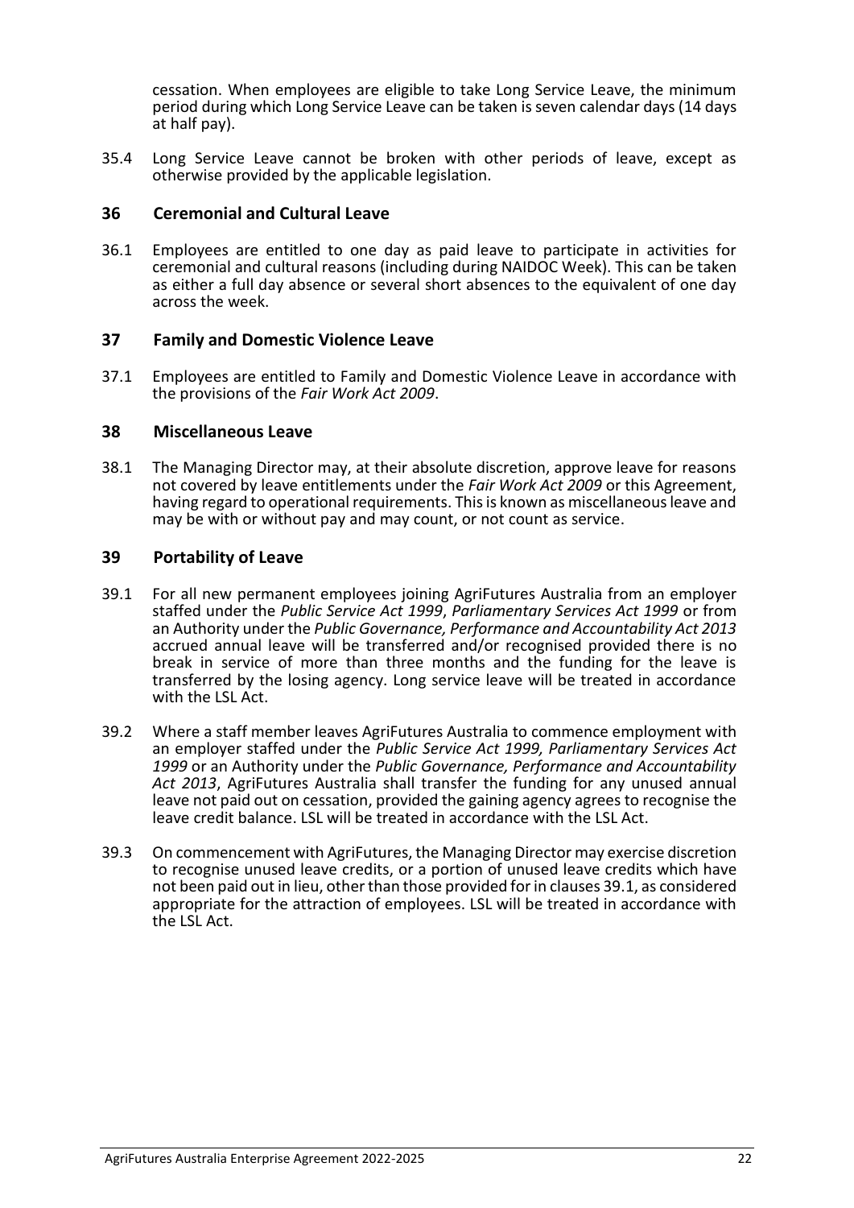cessation. When employees are eligible to take Long Service Leave, the minimum period during which Long Service Leave can be taken is seven calendar days (14 days at half pay).

35.4 Long Service Leave cannot be broken with other periods of leave, except as otherwise provided by the applicable legislation.

## 36 Ceremonial and Cultural Leave

36.1 Employees are entitled to one day as paid leave to participate in activities for ceremonial and cultural reasons (including during NAIDOC Week). This can be taken as either a full day absence or several short absences to the equivalent of one day across the week.

## 37 Family and Domestic Violence Leave

37.1 Employees are entitled to Family and Domestic Violence Leave in accordance with the provisions of the *Fair Work Act 2009*.

## 38 Miscellaneous Leave

38.1 The Managing Director may, at their absolute discretion, approve leave for reasons not covered by leave entitlements under the *Fair Work Act 2009* or this Agreement, having regard to operational requirements. This is known as miscellaneous leave and may be with or without pay and may count, or not count as service.

## 39 Portability of Leave

39.1 For all new permanent employees joining AgriFutures Australia from an employer staffed under the *Public Service Act 1999*, *Parliamentary Services Act 1999* or from an Authority under the *Public Governance, Performance and Accountability Act 2013* accrued annual leave will be transferred and/or recognised provided there is no break in service of more than three months and the funding for the leave is transferred by the losing agency. Long service leave will be treated in accordance with the LSL Act.

39.2 Where a staff member leaves AgriFutures Australia to commence employment with an employer staffed under the *Public Service Act 1999, Parliamentary Services Act 1999* or an Authority under the *Public Governance, Performance and Accountability Act 2013*, AgriFutures Australia shall transfer the funding for any unused annual leave not paid out on cessation, provided the gaining agency agrees to recognise the leave credit balance. LSL will be treated in accordance with the LSL Act.

39.3 On commencement with AgriFutures, the Managing Director may exercise discretion to recognise unused leave credits, or a portion of unused leave credits which have not been paid out in lieu, other than those provided for in clauses 39.1, as considered appropriate for the attraction of employees. LSL will be treated in accordance with the LSL Act.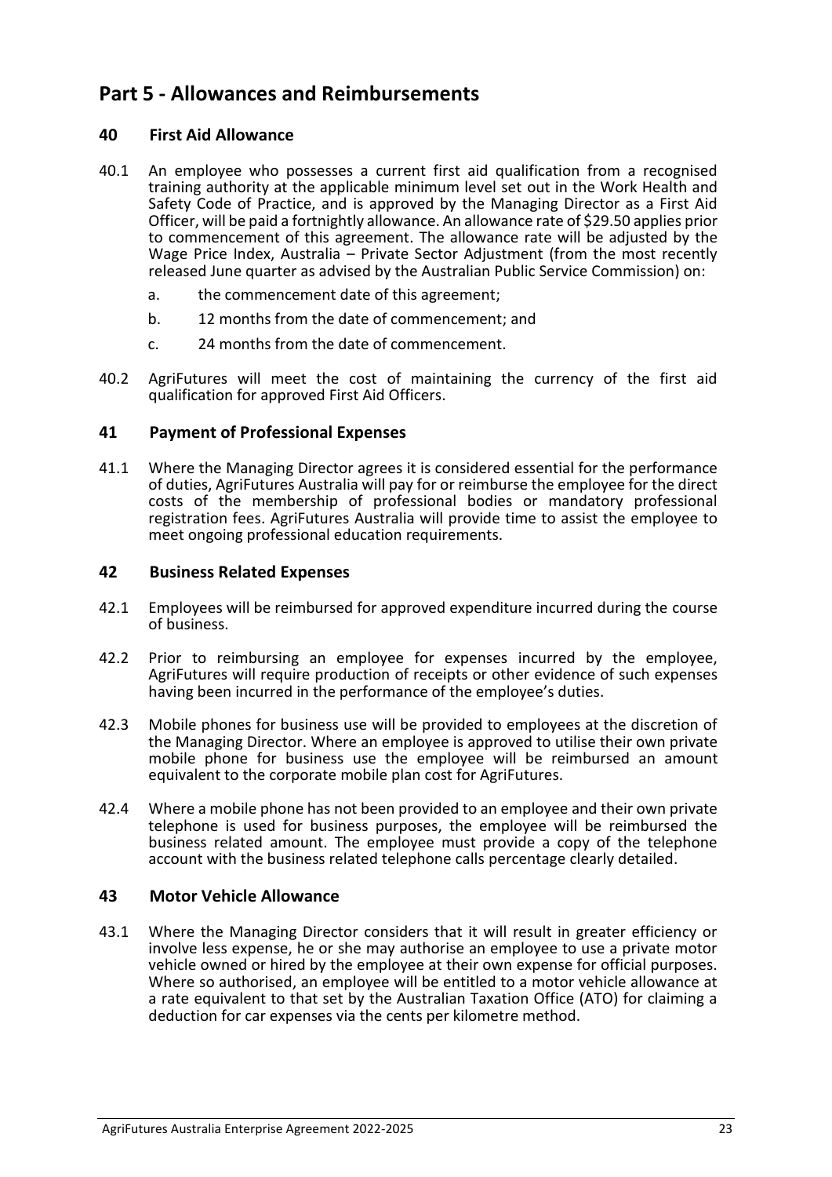# Part 5 - Allowances and Reimbursements

## 40 First Aid Allowance

40.1 An employee who possesses a current first aid qualification from a recognised training authority at the applicable minimum level set out in the Work Health and Safety Code of Practice, and is approved by the Managing Director as a First Aid Officer, will be paid a fortnightly allowance. An allowance rate of $29.50 applies prior to commencement of this agreement. The allowance rate will be adjusted by the Wage Price Index, Australia – Private Sector Adjustment (from the most recently released June quarter as advised by the Australian Public Service Commission) on:

- a. the commencement date of this agreement;
- b. 12 months from the date of commencement; and
- c. 24 months from the date of commencement.

40.2 AgriFutures will meet the cost of maintaining the currency of the first aid qualification for approved First Aid Officers.

## 41 Payment of Professional Expenses

41.1 Where the Managing Director agrees it is considered essential for the performance of duties, AgriFutures Australia will pay for or reimburse the employee for the direct costs of the membership of professional bodies or mandatory professional registration fees. AgriFutures Australia will provide time to assist the employee to meet ongoing professional education requirements.

## 42 Business Related Expenses

42.1 Employees will be reimbursed for approved expenditure incurred during the course of business.

42.2 Prior to reimbursing an employee for expenses incurred by the employee, AgriFutures will require production of receipts or other evidence of such expenses having been incurred in the performance of the employee's duties.

42.3 Mobile phones for business use will be provided to employees at the discretion of the Managing Director. Where an employee is approved to utilise their own private mobile phone for business use the employee will be reimbursed an amount equivalent to the corporate mobile plan cost for AgriFutures.

42.4 Where a mobile phone has not been provided to an employee and their own private telephone is used for business purposes, the employee will be reimbursed the business related amount. The employee must provide a copy of the telephone account with the business related telephone calls percentage clearly detailed.

## 43 Motor Vehicle Allowance

43.1 Where the Managing Director considers that it will result in greater efficiency or involve less expense, he or she may authorise an employee to use a private motor vehicle owned or hired by the employee at their own expense for official purposes. Where so authorised, an employee will be entitled to a motor vehicle allowance at a rate equivalent to that set by the Australian Taxation Office (ATO) for claiming a deduction for car expenses via the cents per kilometre method.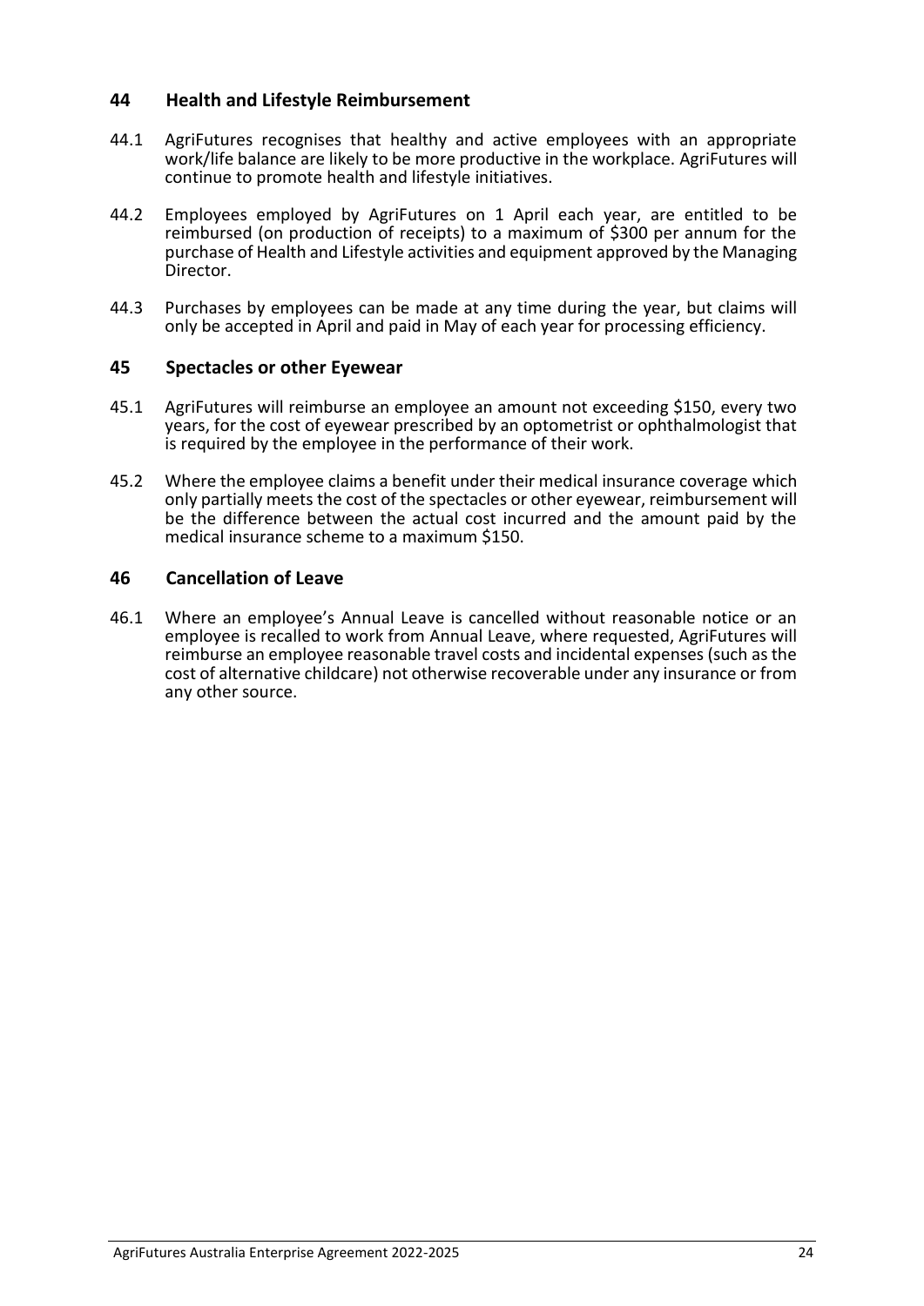## 44 Health and Lifestyle Reimbursement

44.1 AgriFutures recognises that healthy and active employees with an appropriate work/life balance are likely to be more productive in the workplace. AgriFutures will continue to promote health and lifestyle initiatives.

44.2 Employees employed by AgriFutures on 1 April each year, are entitled to be reimbursed (on production of receipts) to a maximum of $300 per annum for the purchase of Health and Lifestyle activities and equipment approved by the Managing Director.

44.3 Purchases by employees can be made at any time during the year, but claims will only be accepted in April and paid in May of each year for processing efficiency.

## 45 Spectacles or other Eyewear

45.1 AgriFutures will reimburse an employee an amount not exceeding $150, every two years, for the cost of eyewear prescribed by an optometrist or ophthalmologist that is required by the employee in the performance of their work.

45.2 Where the employee claims a benefit under their medical insurance coverage which only partially meets the cost of the spectacles or other eyewear, reimbursement will be the difference between the actual cost incurred and the amount paid by the medical insurance scheme to a maximum $150.

## 46 Cancellation of Leave

46.1 Where an employee's Annual Leave is cancelled without reasonable notice or an employee is recalled to work from Annual Leave, where requested, AgriFutures will reimburse an employee reasonable travel costs and incidental expenses (such as the cost of alternative childcare) not otherwise recoverable under any insurance or from any other source.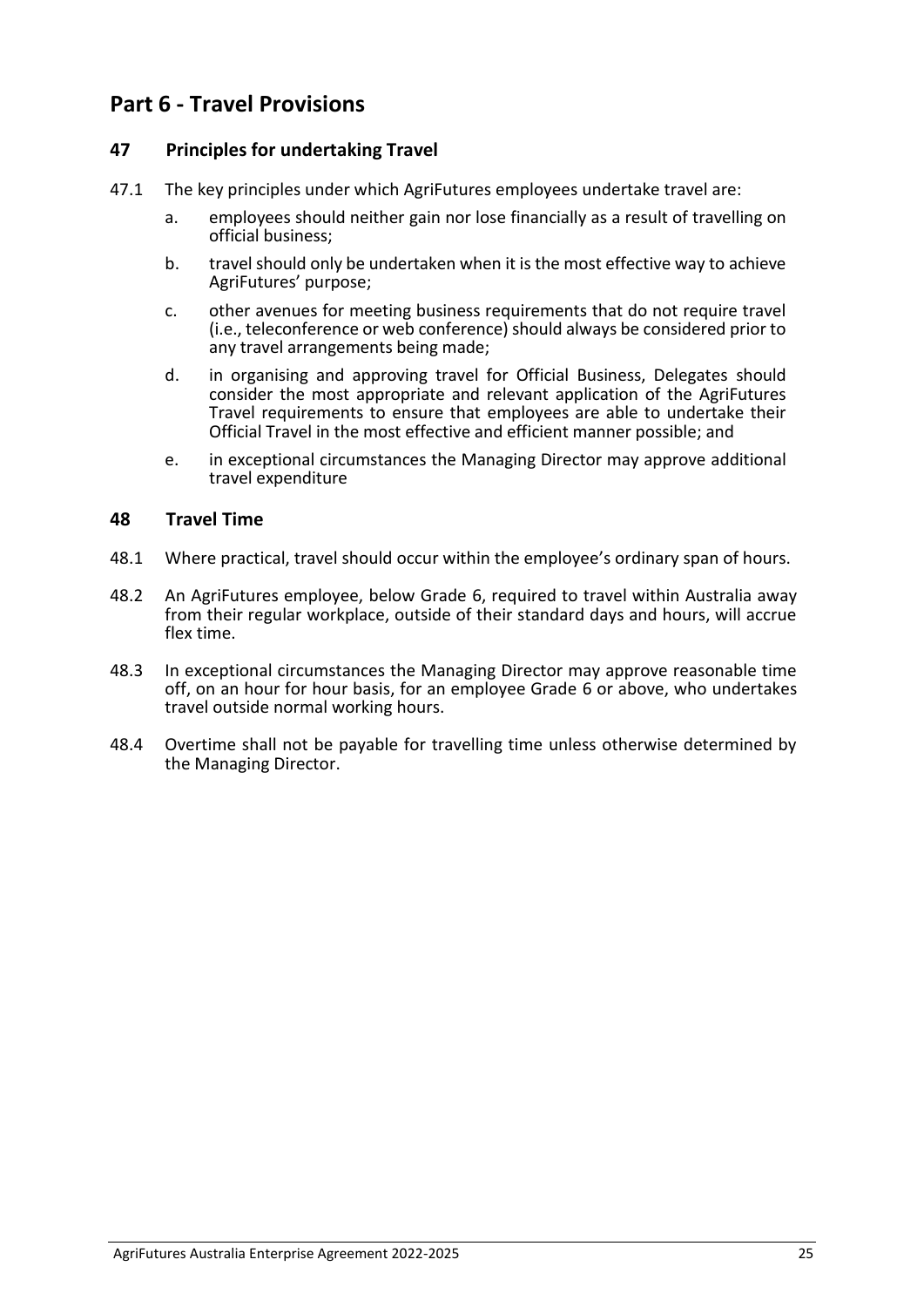# Part 6 - Travel Provisions

## 47 Principles for undertaking Travel

47.1 The key principles under which AgriFutures employees undertake travel are:

a. employees should neither gain nor lose financially as a result of travelling on official business;

b. travel should only be undertaken when it is the most effective way to achieve AgriFutures' purpose;

c. other avenues for meeting business requirements that do not require travel (i.e., teleconference or web conference) should always be considered prior to any travel arrangements being made;

d. in organising and approving travel for Official Business, Delegates should consider the most appropriate and relevant application of the AgriFutures Travel requirements to ensure that employees are able to undertake their Official Travel in the most effective and efficient manner possible; and

e. in exceptional circumstances the Managing Director may approve additional travel expenditure

## 48 Travel Time

48.1 Where practical, travel should occur within the employee's ordinary span of hours.

48.2 An AgriFutures employee, below Grade 6, required to travel within Australia away from their regular workplace, outside of their standard days and hours, will accrue flex time.

48.3 In exceptional circumstances the Managing Director may approve reasonable time off, on an hour for hour basis, for an employee Grade 6 or above, who undertakes travel outside normal working hours.

48.4 Overtime shall not be payable for travelling time unless otherwise determined by the Managing Director.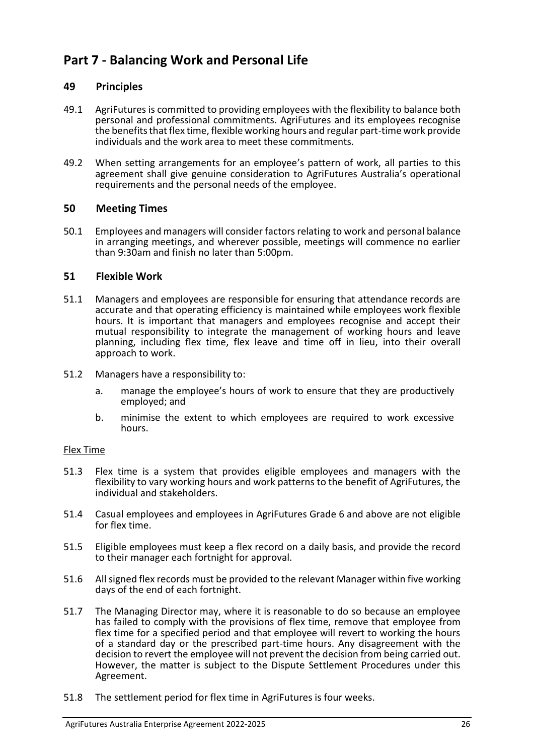# Part 7 - Balancing Work and Personal Life

## 49 Principles

49.1 AgriFutures is committed to providing employees with the flexibility to balance both personal and professional commitments. AgriFutures and its employees recognise the benefits that flex time, flexible working hours and regular part-time work provide individuals and the work area to meet these commitments.

49.2 When setting arrangements for an employee's pattern of work, all parties to this agreement shall give genuine consideration to AgriFutures Australia's operational requirements and the personal needs of the employee.

## 50 Meeting Times

50.1 Employees and managers will consider factors relating to work and personal balance in arranging meetings, and wherever possible, meetings will commence no earlier than 9:30am and finish no later than 5:00pm.

## 51 Flexible Work

51.1 Managers and employees are responsible for ensuring that attendance records are accurate and that operating efficiency is maintained while employees work flexible hours. It is important that managers and employees recognise and accept their mutual responsibility to integrate the management of working hours and leave planning, including flex time, flex leave and time off in lieu, into their overall approach to work.

51.2 Managers have a responsibility to:

a. manage the employee's hours of work to ensure that they are productively employed; and

b. minimise the extent to which employees are required to work excessive hours.

Flex Time

51.3 Flex time is a system that provides eligible employees and managers with the flexibility to vary working hours and work patterns to the benefit of AgriFutures, the individual and stakeholders.

51.4 Casual employees and employees in AgriFutures Grade 6 and above are not eligible for flex time.

51.5 Eligible employees must keep a flex record on a daily basis, and provide the record to their manager each fortnight for approval.

51.6 All signed flex records must be provided to the relevant Manager within five working days of the end of each fortnight.

51.7 The Managing Director may, where it is reasonable to do so because an employee has failed to comply with the provisions of flex time, remove that employee from flex time for a specified period and that employee will revert to working the hours of a standard day or the prescribed part-time hours. Any disagreement with the decision to revert the employee will not prevent the decision from being carried out. However, the matter is subject to the Dispute Settlement Procedures under this Agreement.

51.8 The settlement period for flex time in AgriFutures is four weeks.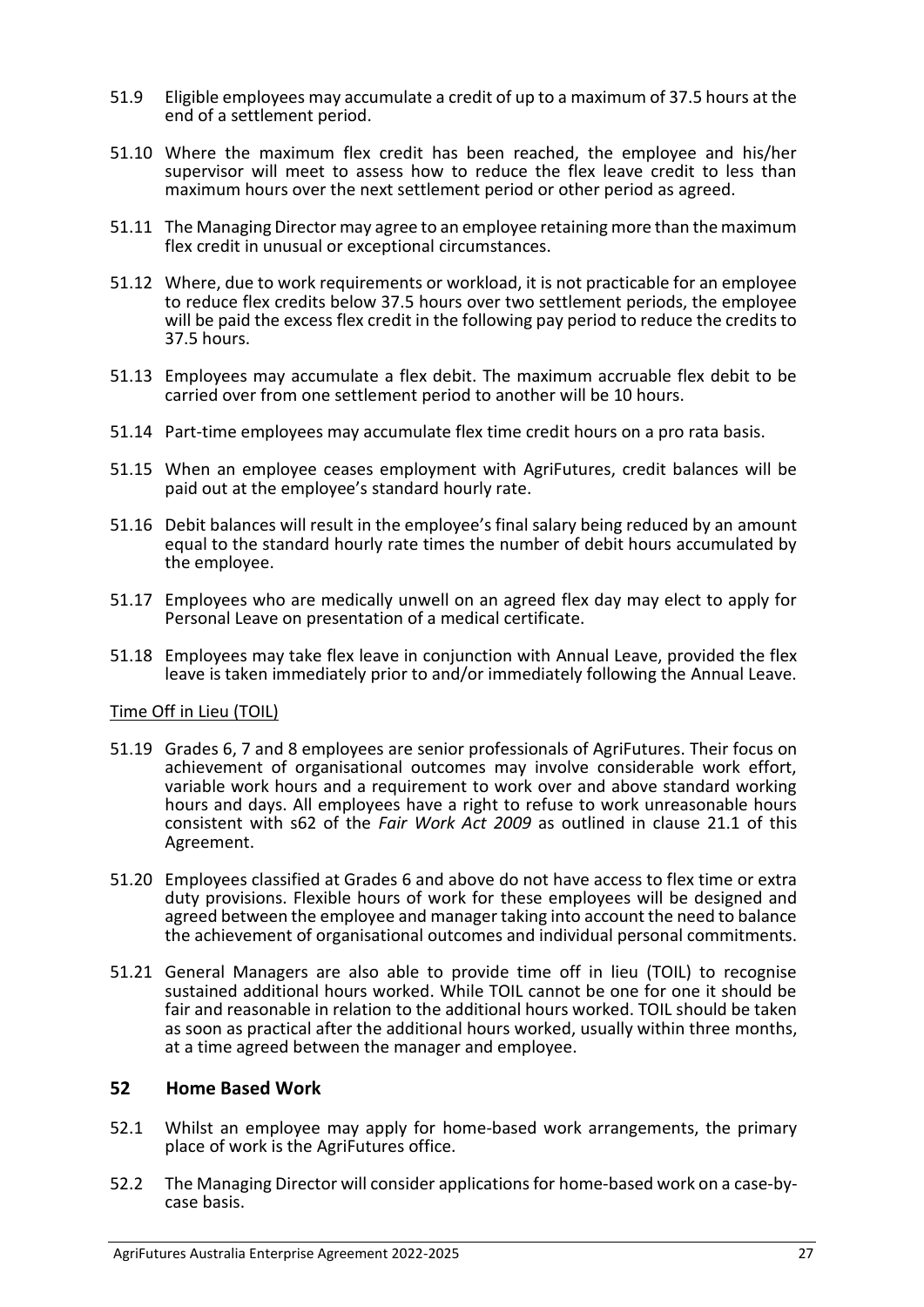51.9 Eligible employees may accumulate a credit of up to a maximum of 37.5 hours at the end of a settlement period.

51.10 Where the maximum flex credit has been reached, the employee and his/her supervisor will meet to assess how to reduce the flex leave credit to less than maximum hours over the next settlement period or other period as agreed.

51.11 The Managing Director may agree to an employee retaining more than the maximum flex credit in unusual or exceptional circumstances.

51.12 Where, due to work requirements or workload, it is not practicable for an employee to reduce flex credits below 37.5 hours over two settlement periods, the employee will be paid the excess flex credit in the following pay period to reduce the credits to 37.5 hours.

51.13 Employees may accumulate a flex debit. The maximum accruable flex debit to be carried over from one settlement period to another will be 10 hours.

51.14 Part-time employees may accumulate flex time credit hours on a pro rata basis.

51.15 When an employee ceases employment with AgriFutures, credit balances will be paid out at the employee's standard hourly rate.

51.16 Debit balances will result in the employee's final salary being reduced by an amount equal to the standard hourly rate times the number of debit hours accumulated by the employee.

51.17 Employees who are medically unwell on an agreed flex day may elect to apply for Personal Leave on presentation of a medical certificate.

51.18 Employees may take flex leave in conjunction with Annual Leave, provided the flex leave is taken immediately prior to and/or immediately following the Annual Leave.

Time Off in Lieu (TOIL)

51.19 Grades 6, 7 and 8 employees are senior professionals of AgriFutures. Their focus on achievement of organisational outcomes may involve considerable work effort, variable work hours and a requirement to work over and above standard working hours and days. All employees have a right to refuse to work unreasonable hours consistent with s62 of the *Fair Work Act 2009* as outlined in clause 21.1 of this Agreement.

51.20 Employees classified at Grades 6 and above do not have access to flex time or extra duty provisions. Flexible hours of work for these employees will be designed and agreed between the employee and manager taking into account the need to balance the achievement of organisational outcomes and individual personal commitments.

51.21 General Managers are also able to provide time off in lieu (TOIL) to recognise sustained additional hours worked. While TOIL cannot be one for one it should be fair and reasonable in relation to the additional hours worked. TOIL should be taken as soon as practical after the additional hours worked, usually within three months, at a time agreed between the manager and employee.

## 52 Home Based Work

52.1 Whilst an employee may apply for home-based work arrangements, the primary place of work is the AgriFutures office.

52.2 The Managing Director will consider applications for home-based work on a case-by-case basis.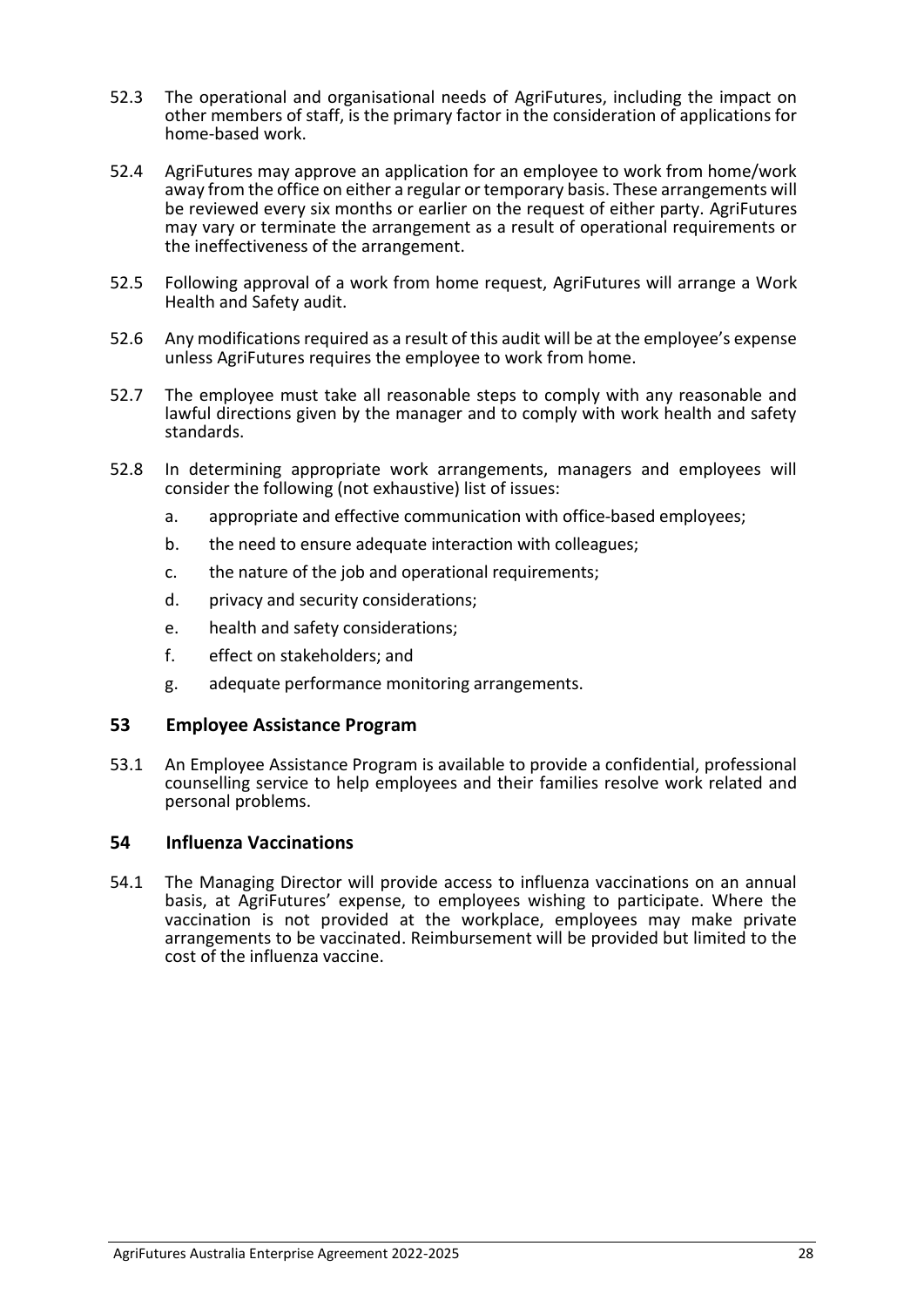52.3 The operational and organisational needs of AgriFutures, including the impact on other members of staff, is the primary factor in the consideration of applications for home-based work.

52.4 AgriFutures may approve an application for an employee to work from home/work away from the office on either a regular or temporary basis. These arrangements will be reviewed every six months or earlier on the request of either party. AgriFutures may vary or terminate the arrangement as a result of operational requirements or the ineffectiveness of the arrangement.

52.5 Following approval of a work from home request, AgriFutures will arrange a Work Health and Safety audit.

52.6 Any modifications required as a result of this audit will be at the employee's expense unless AgriFutures requires the employee to work from home.

52.7 The employee must take all reasonable steps to comply with any reasonable and lawful directions given by the manager and to comply with work health and safety standards.

52.8 In determining appropriate work arrangements, managers and employees will consider the following (not exhaustive) list of issues:

a. appropriate and effective communication with office-based employees;

b. the need to ensure adequate interaction with colleagues;

c. the nature of the job and operational requirements;

d. privacy and security considerations;

e. health and safety considerations;

f. effect on stakeholders; and

g. adequate performance monitoring arrangements.

## 53 Employee Assistance Program

53.1 An Employee Assistance Program is available to provide a confidential, professional counselling service to help employees and their families resolve work related and personal problems.

## 54 Influenza Vaccinations

54.1 The Managing Director will provide access to influenza vaccinations on an annual basis, at AgriFutures' expense, to employees wishing to participate. Where the vaccination is not provided at the workplace, employees may make private arrangements to be vaccinated. Reimbursement will be provided but limited to the cost of the influenza vaccine.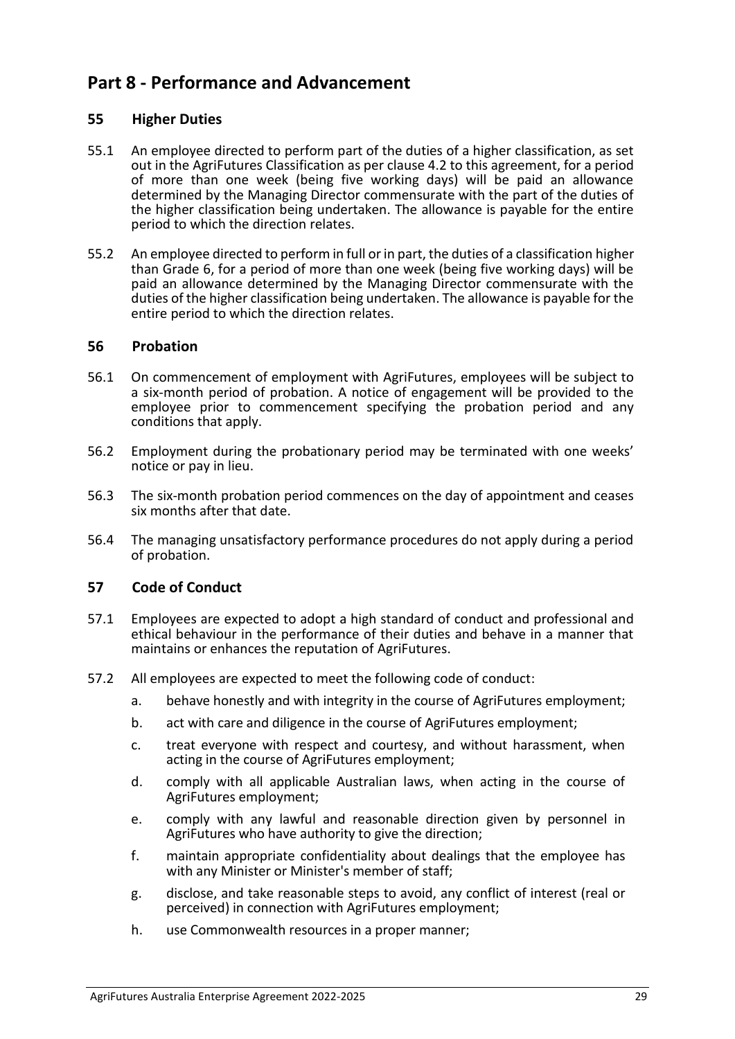# Part 8 - Performance and Advancement

## 55 Higher Duties

55.1 An employee directed to perform part of the duties of a higher classification, as set out in the AgriFutures Classification as per clause 4.2 to this agreement, for a period of more than one week (being five working days) will be paid an allowance determined by the Managing Director commensurate with the part of the duties of the higher classification being undertaken. The allowance is payable for the entire period to which the direction relates.

55.2 An employee directed to perform in full or in part, the duties of a classification higher than Grade 6, for a period of more than one week (being five working days) will be paid an allowance determined by the Managing Director commensurate with the duties of the higher classification being undertaken. The allowance is payable for the entire period to which the direction relates.

## 56 Probation

56.1 On commencement of employment with AgriFutures, employees will be subject to a six-month period of probation. A notice of engagement will be provided to the employee prior to commencement specifying the probation period and any conditions that apply.

56.2 Employment during the probationary period may be terminated with one weeks' notice or pay in lieu.

56.3 The six-month probation period commences on the day of appointment and ceases six months after that date.

56.4 The managing unsatisfactory performance procedures do not apply during a period of probation.

## 57 Code of Conduct

57.1 Employees are expected to adopt a high standard of conduct and professional and ethical behaviour in the performance of their duties and behave in a manner that maintains or enhances the reputation of AgriFutures.

57.2 All employees are expected to meet the following code of conduct:

a. behave honestly and with integrity in the course of AgriFutures employment;

b. act with care and diligence in the course of AgriFutures employment;

c. treat everyone with respect and courtesy, and without harassment, when acting in the course of AgriFutures employment;

d. comply with all applicable Australian laws, when acting in the course of AgriFutures employment;

e. comply with any lawful and reasonable direction given by personnel in AgriFutures who have authority to give the direction;

f. maintain appropriate confidentiality about dealings that the employee has with any Minister or Minister's member of staff;

g. disclose, and take reasonable steps to avoid, any conflict of interest (real or perceived) in connection with AgriFutures employment;

h. use Commonwealth resources in a proper manner;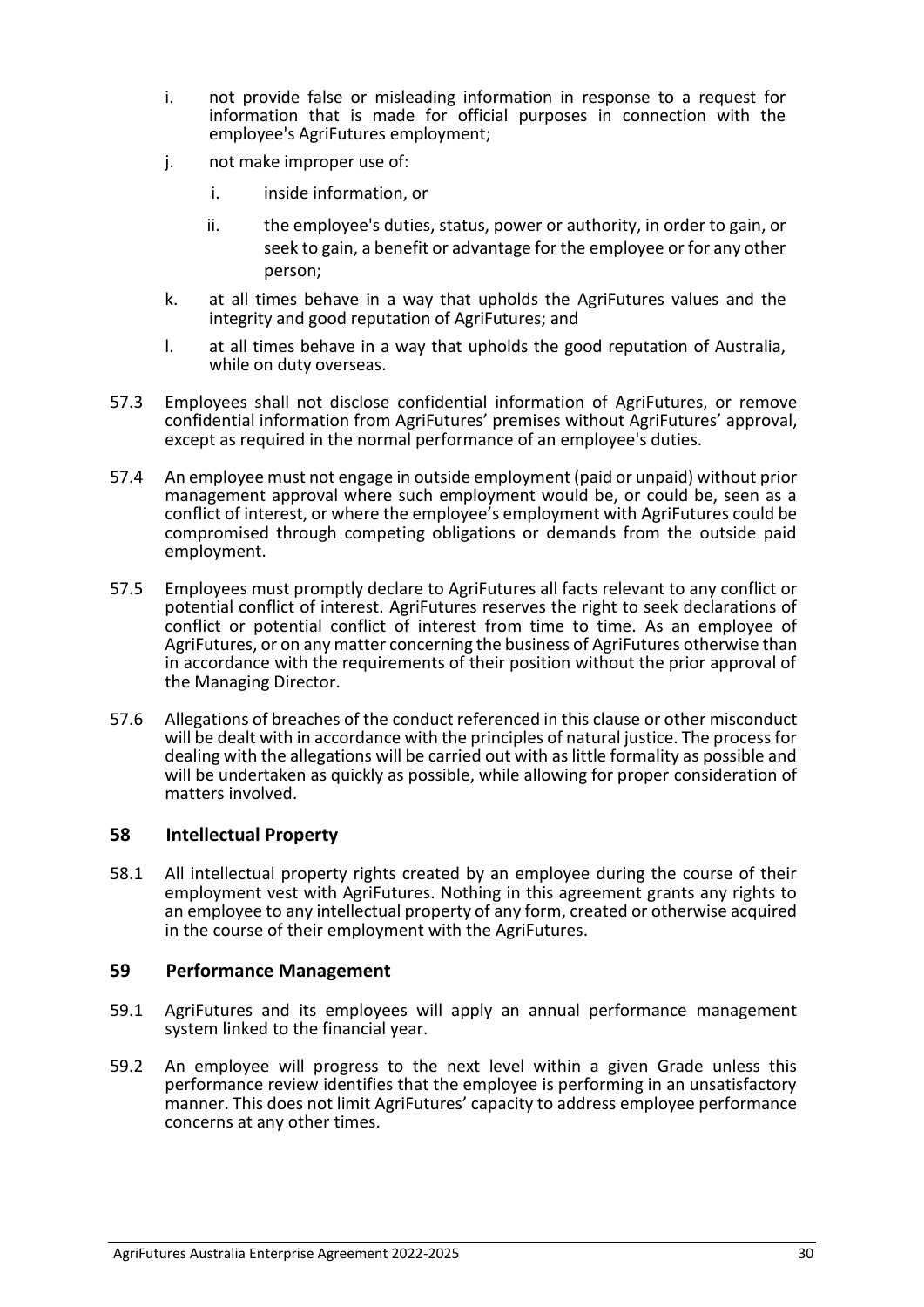i. not provide false or misleading information in response to a request for information that is made for official purposes in connection with the employee's AgriFutures employment;

j. not make improper use of:

   i. inside information, or

   ii. the employee's duties, status, power or authority, in order to gain, or seek to gain, a benefit or advantage for the employee or for any other person;

k. at all times behave in a way that upholds the AgriFutures values and the integrity and good reputation of AgriFutures; and

l. at all times behave in a way that upholds the good reputation of Australia, while on duty overseas.

57.3 Employees shall not disclose confidential information of AgriFutures, or remove confidential information from AgriFutures' premises without AgriFutures' approval, except as required in the normal performance of an employee's duties.

57.4 An employee must not engage in outside employment (paid or unpaid) without prior management approval where such employment would be, or could be, seen as a conflict of interest, or where the employee's employment with AgriFutures could be compromised through competing obligations or demands from the outside paid employment.

57.5 Employees must promptly declare to AgriFutures all facts relevant to any conflict or potential conflict of interest. AgriFutures reserves the right to seek declarations of conflict or potential conflict of interest from time to time. As an employee of AgriFutures, or on any matter concerning the business of AgriFutures otherwise than in accordance with the requirements of their position without the prior approval of the Managing Director.

57.6 Allegations of breaches of the conduct referenced in this clause or other misconduct will be dealt with in accordance with the principles of natural justice. The process for dealing with the allegations will be carried out with as little formality as possible and will be undertaken as quickly as possible, while allowing for proper consideration of matters involved.

## 58 Intellectual Property

58.1 All intellectual property rights created by an employee during the course of their employment vest with AgriFutures. Nothing in this agreement grants any rights to an employee to any intellectual property of any form, created or otherwise acquired in the course of their employment with the AgriFutures.

## 59 Performance Management

59.1 AgriFutures and its employees will apply an annual performance management system linked to the financial year.

59.2 An employee will progress to the next level within a given Grade unless this performance review identifies that the employee is performing in an unsatisfactory manner. This does not limit AgriFutures' capacity to address employee performance concerns at any other times.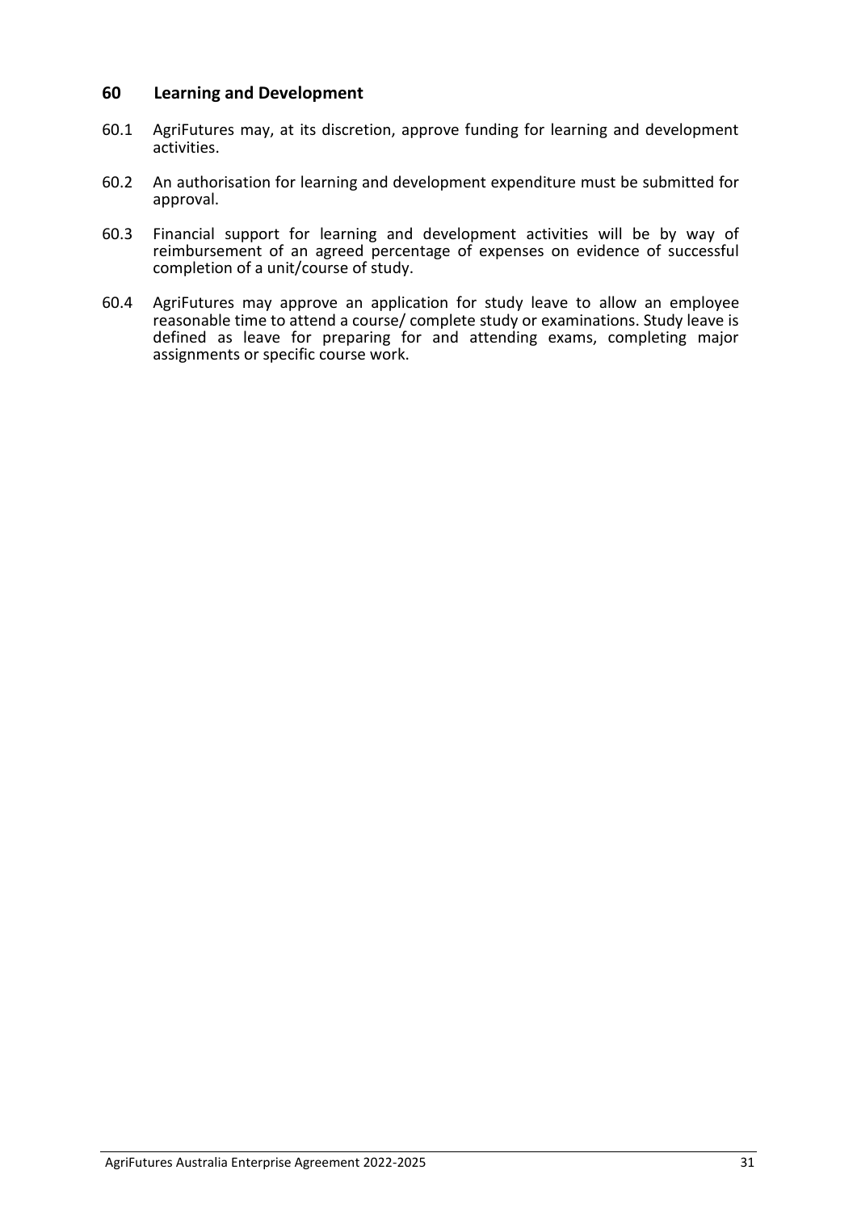## 60 Learning and Development

60.1 AgriFutures may, at its discretion, approve funding for learning and development activities.

60.2 An authorisation for learning and development expenditure must be submitted for approval.

60.3 Financial support for learning and development activities will be by way of reimbursement of an agreed percentage of expenses on evidence of successful completion of a unit/course of study.

60.4 AgriFutures may approve an application for study leave to allow an employee reasonable time to attend a course/ complete study or examinations. Study leave is defined as leave for preparing for and attending exams, completing major assignments or specific course work.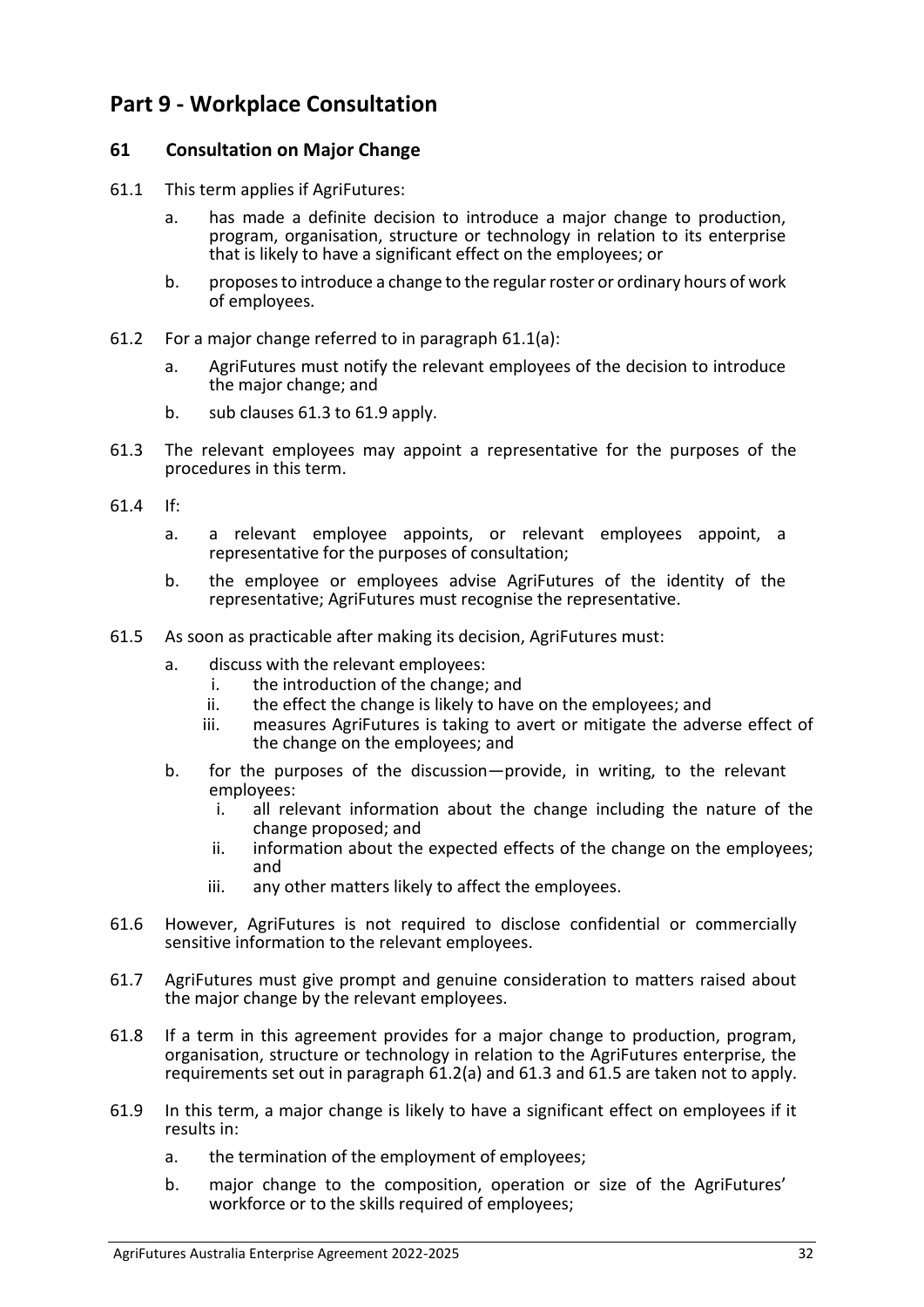# Part 9 - Workplace Consultation

## 61 Consultation on Major Change

61.1 This term applies if AgriFutures:

a. has made a definite decision to introduce a major change to production, program, organisation, structure or technology in relation to its enterprise that is likely to have a significant effect on the employees; or

b. proposes to introduce a change to the regular roster or ordinary hours of work of employees.

61.2 For a major change referred to in paragraph 61.1(a):

a. AgriFutures must notify the relevant employees of the decision to introduce the major change; and

b. sub clauses 61.3 to 61.9 apply.

61.3 The relevant employees may appoint a representative for the purposes of the procedures in this term.

61.4 If:

a. a relevant employee appoints, or relevant employees appoint, a representative for the purposes of consultation;

b. the employee or employees advise AgriFutures of the identity of the representative; AgriFutures must recognise the representative.

61.5 As soon as practicable after making its decision, AgriFutures must:

a. discuss with the relevant employees:
   i. the introduction of the change; and
   ii. the effect the change is likely to have on the employees; and
   iii. measures AgriFutures is taking to avert or mitigate the adverse effect of the change on the employees; and

b. for the purposes of the discussion—provide, in writing, to the relevant employees:
   i. all relevant information about the change including the nature of the change proposed; and
   ii. information about the expected effects of the change on the employees; and
   iii. any other matters likely to affect the employees.

61.6 However, AgriFutures is not required to disclose confidential or commercially sensitive information to the relevant employees.

61.7 AgriFutures must give prompt and genuine consideration to matters raised about the major change by the relevant employees.

61.8 If a term in this agreement provides for a major change to production, program, organisation, structure or technology in relation to the AgriFutures enterprise, the requirements set out in paragraph 61.2(a) and 61.3 and 61.5 are taken not to apply.

61.9 In this term, a major change is likely to have a significant effect on employees if it results in:

a. the termination of the employment of employees;

b. major change to the composition, operation or size of the AgriFutures' workforce or to the skills required of employees;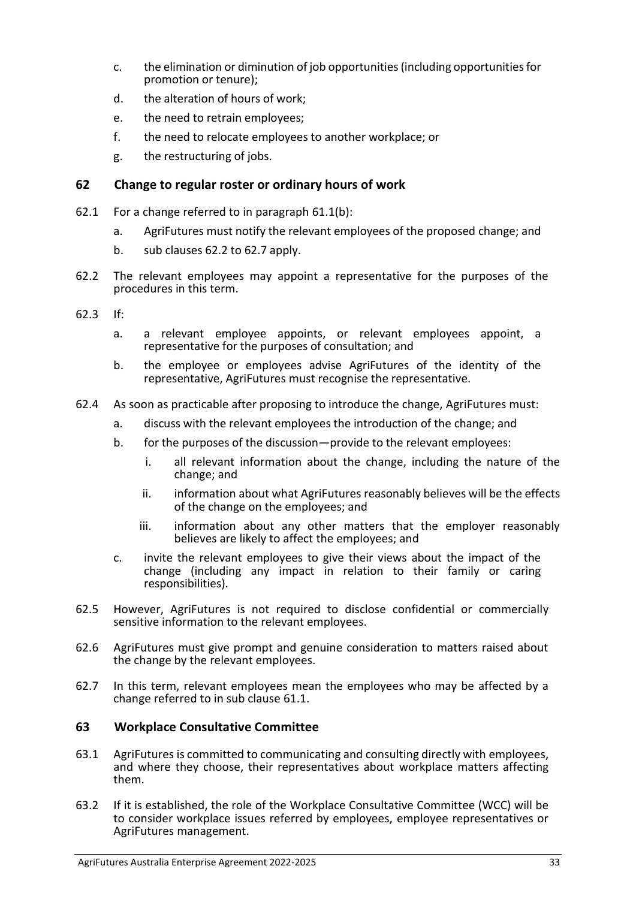c. the elimination or diminution of job opportunities (including opportunities for promotion or tenure);

d. the alteration of hours of work;

e. the need to retrain employees;

f. the need to relocate employees to another workplace; or

g. the restructuring of jobs.

## 62 Change to regular roster or ordinary hours of work

62.1 For a change referred to in paragraph 61.1(b):

a. AgriFutures must notify the relevant employees of the proposed change; and

b. sub clauses 62.2 to 62.7 apply.

62.2 The relevant employees may appoint a representative for the purposes of the procedures in this term.

62.3 If:

a. a relevant employee appoints, or relevant employees appoint, a representative for the purposes of consultation; and

b. the employee or employees advise AgriFutures of the identity of the representative, AgriFutures must recognise the representative.

62.4 As soon as practicable after proposing to introduce the change, AgriFutures must:

a. discuss with the relevant employees the introduction of the change; and

b. for the purposes of the discussion—provide to the relevant employees:

   i. all relevant information about the change, including the nature of the change; and

   ii. information about what AgriFutures reasonably believes will be the effects of the change on the employees; and

   iii. information about any other matters that the employer reasonably believes are likely to affect the employees; and

c. invite the relevant employees to give their views about the impact of the change (including any impact in relation to their family or caring responsibilities).

62.5 However, AgriFutures is not required to disclose confidential or commercially sensitive information to the relevant employees.

62.6 AgriFutures must give prompt and genuine consideration to matters raised about the change by the relevant employees.

62.7 In this term, relevant employees mean the employees who may be affected by a change referred to in sub clause 61.1.

## 63 Workplace Consultative Committee

63.1 AgriFutures is committed to communicating and consulting directly with employees, and where they choose, their representatives about workplace matters affecting them.

63.2 If it is established, the role of the Workplace Consultative Committee (WCC) will be to consider workplace issues referred by employees, employee representatives or AgriFutures management.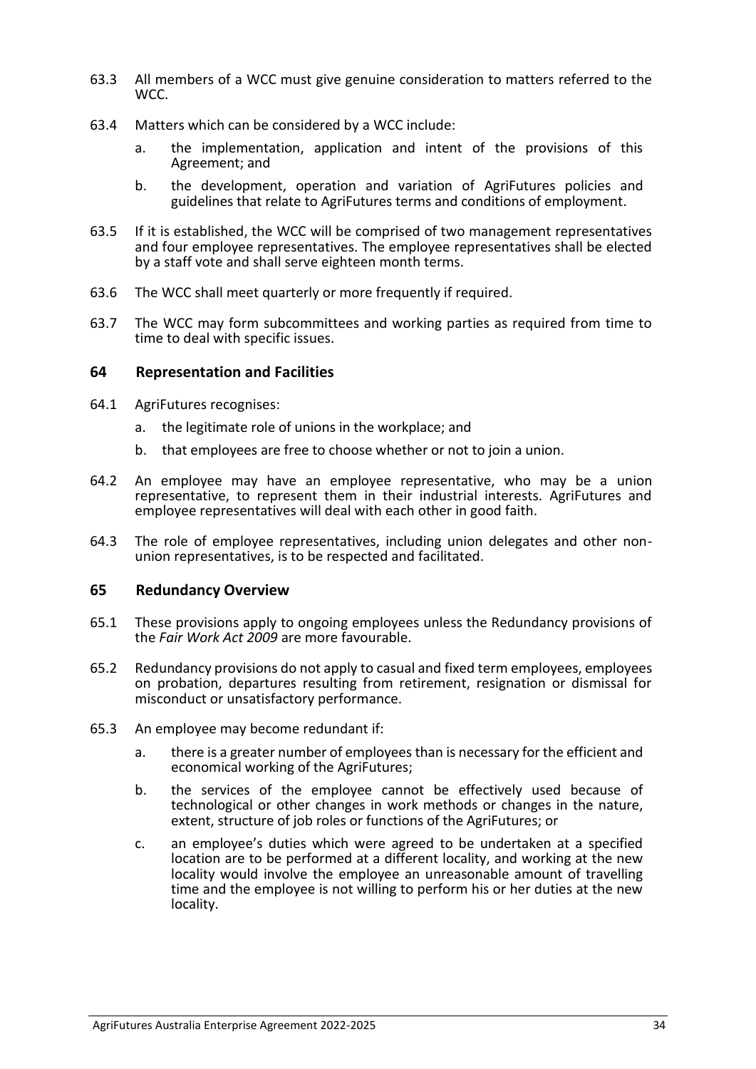63.3 All members of a WCC must give genuine consideration to matters referred to the WCC.

63.4 Matters which can be considered by a WCC include:

a. the implementation, application and intent of the provisions of this Agreement; and

b. the development, operation and variation of AgriFutures policies and guidelines that relate to AgriFutures terms and conditions of employment.

63.5 If it is established, the WCC will be comprised of two management representatives and four employee representatives. The employee representatives shall be elected by a staff vote and shall serve eighteen month terms.

63.6 The WCC shall meet quarterly or more frequently if required.

63.7 The WCC may form subcommittees and working parties as required from time to time to deal with specific issues.

## 64 Representation and Facilities

64.1 AgriFutures recognises:

a. the legitimate role of unions in the workplace; and

b. that employees are free to choose whether or not to join a union.

64.2 An employee may have an employee representative, who may be a union representative, to represent them in their industrial interests. AgriFutures and employee representatives will deal with each other in good faith.

64.3 The role of employee representatives, including union delegates and other non-union representatives, is to be respected and facilitated.

## 65 Redundancy Overview

65.1 These provisions apply to ongoing employees unless the Redundancy provisions of the *Fair Work Act 2009* are more favourable.

65.2 Redundancy provisions do not apply to casual and fixed term employees, employees on probation, departures resulting from retirement, resignation or dismissal for misconduct or unsatisfactory performance.

65.3 An employee may become redundant if:

a. there is a greater number of employees than is necessary for the efficient and economical working of the AgriFutures;

b. the services of the employee cannot be effectively used because of technological or other changes in work methods or changes in the nature, extent, structure of job roles or functions of the AgriFutures; or

c. an employee's duties which were agreed to be undertaken at a specified location are to be performed at a different locality, and working at the new locality would involve the employee an unreasonable amount of travelling time and the employee is not willing to perform his or her duties at the new locality.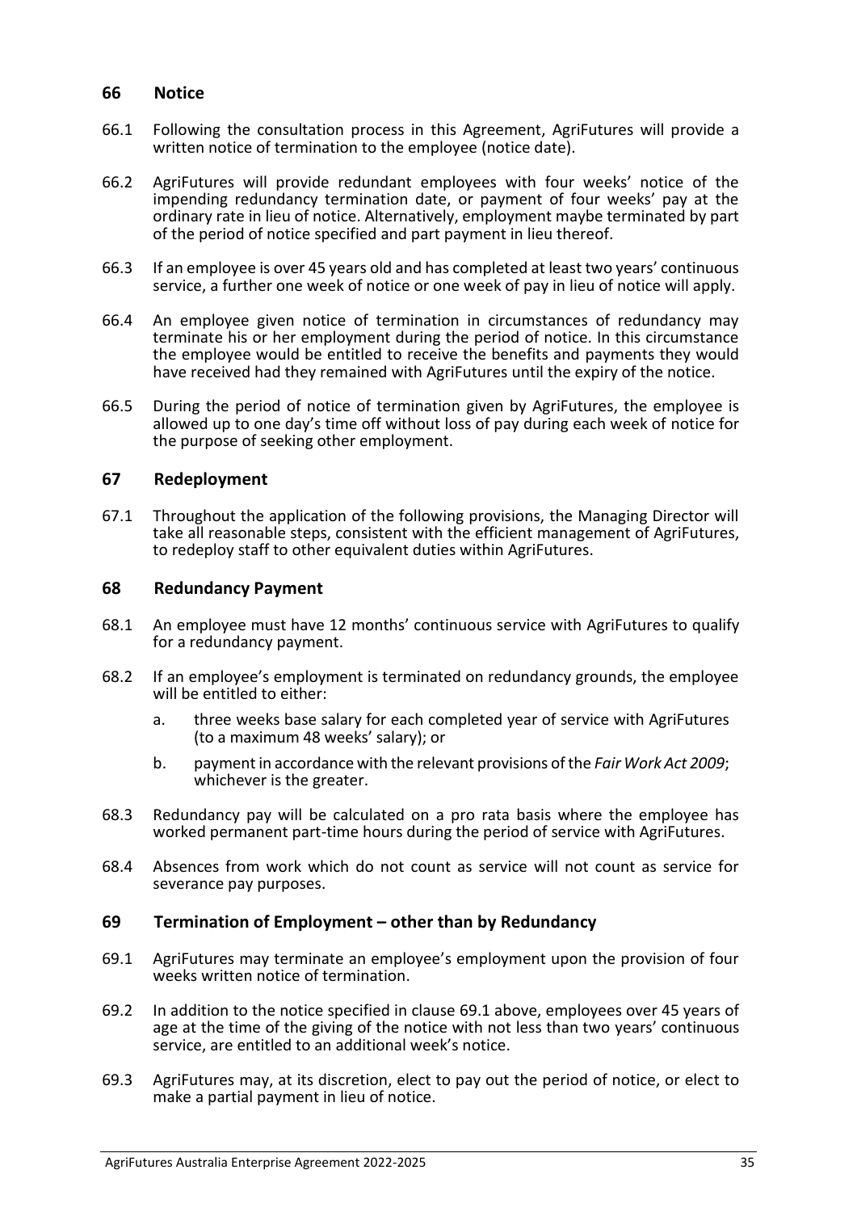## 66 Notice

66.1 Following the consultation process in this Agreement, AgriFutures will provide a written notice of termination to the employee (notice date).

66.2 AgriFutures will provide redundant employees with four weeks' notice of the impending redundancy termination date, or payment of four weeks' pay at the ordinary rate in lieu of notice. Alternatively, employment maybe terminated by part of the period of notice specified and part payment in lieu thereof.

66.3 If an employee is over 45 years old and has completed at least two years' continuous service, a further one week of notice or one week of pay in lieu of notice will apply.

66.4 An employee given notice of termination in circumstances of redundancy may terminate his or her employment during the period of notice. In this circumstance the employee would be entitled to receive the benefits and payments they would have received had they remained with AgriFutures until the expiry of the notice.

66.5 During the period of notice of termination given by AgriFutures, the employee is allowed up to one day's time off without loss of pay during each week of notice for the purpose of seeking other employment.

## 67 Redeployment

67.1 Throughout the application of the following provisions, the Managing Director will take all reasonable steps, consistent with the efficient management of AgriFutures, to redeploy staff to other equivalent duties within AgriFutures.

## 68 Redundancy Payment

68.1 An employee must have 12 months' continuous service with AgriFutures to qualify for a redundancy payment.

68.2 If an employee's employment is terminated on redundancy grounds, the employee will be entitled to either:

a. three weeks base salary for each completed year of service with AgriFutures (to a maximum 48 weeks' salary); or

b. payment in accordance with the relevant provisions of the *Fair Work Act 2009*; whichever is the greater.

68.3 Redundancy pay will be calculated on a pro rata basis where the employee has worked permanent part-time hours during the period of service with AgriFutures.

68.4 Absences from work which do not count as service will not count as service for severance pay purposes.

## 69 Termination of Employment – other than by Redundancy

69.1 AgriFutures may terminate an employee's employment upon the provision of four weeks written notice of termination.

69.2 In addition to the notice specified in clause 69.1 above, employees over 45 years of age at the time of the giving of the notice with not less than two years' continuous service, are entitled to an additional week's notice.

69.3 AgriFutures may, at its discretion, elect to pay out the period of notice, or elect to make a partial payment in lieu of notice.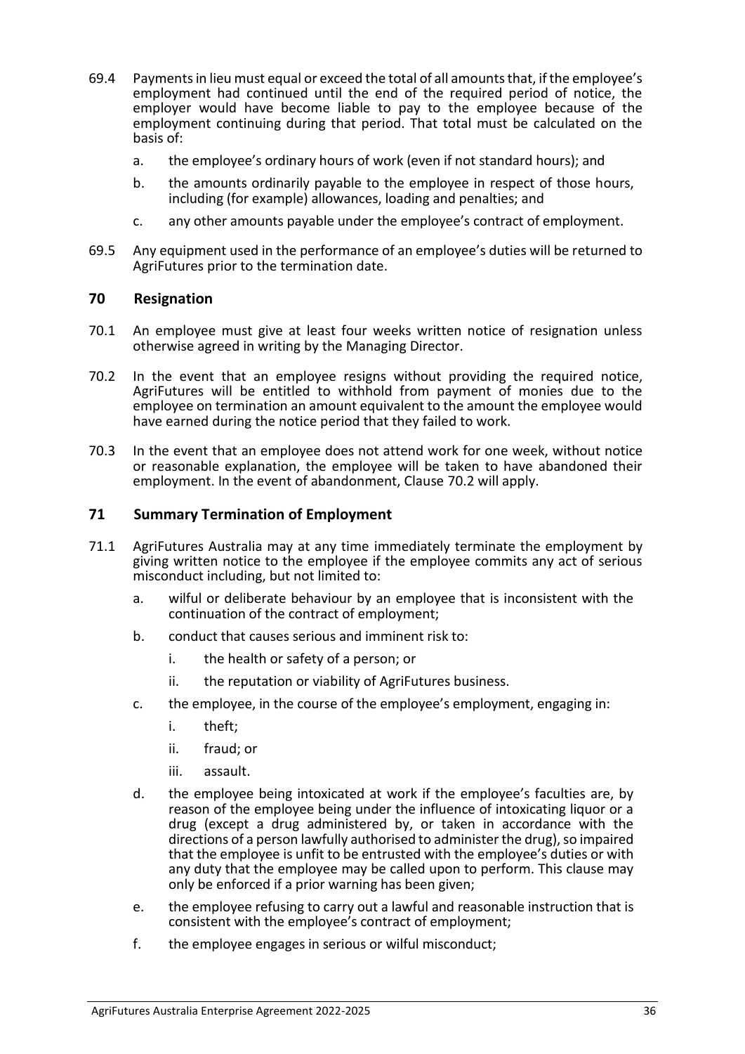69.4 Payments in lieu must equal or exceed the total of all amounts that, if the employee's employment had continued until the end of the required period of notice, the employer would have become liable to pay to the employee because of the employment continuing during that period. That total must be calculated on the basis of:

a. the employee's ordinary hours of work (even if not standard hours); and

b. the amounts ordinarily payable to the employee in respect of those hours, including (for example) allowances, loading and penalties; and

c. any other amounts payable under the employee's contract of employment.

69.5 Any equipment used in the performance of an employee's duties will be returned to AgriFutures prior to the termination date.

## 70 Resignation

70.1 An employee must give at least four weeks written notice of resignation unless otherwise agreed in writing by the Managing Director.

70.2 In the event that an employee resigns without providing the required notice, AgriFutures will be entitled to withhold from payment of monies due to the employee on termination an amount equivalent to the amount the employee would have earned during the notice period that they failed to work.

70.3 In the event that an employee does not attend work for one week, without notice or reasonable explanation, the employee will be taken to have abandoned their employment. In the event of abandonment, Clause 70.2 will apply.

## 71 Summary Termination of Employment

71.1 AgriFutures Australia may at any time immediately terminate the employment by giving written notice to the employee if the employee commits any act of serious misconduct including, but not limited to:

a. wilful or deliberate behaviour by an employee that is inconsistent with the continuation of the contract of employment;

b. conduct that causes serious and imminent risk to:

   i. the health or safety of a person; or

   ii. the reputation or viability of AgriFutures business.

c. the employee, in the course of the employee's employment, engaging in:

   i. theft;

   ii. fraud; or

   iii. assault.

d. the employee being intoxicated at work if the employee's faculties are, by reason of the employee being under the influence of intoxicating liquor or a drug (except a drug administered by, or taken in accordance with the directions of a person lawfully authorised to administer the drug), so impaired that the employee is unfit to be entrusted with the employee's duties or with any duty that the employee may be called upon to perform. This clause may only be enforced if a prior warning has been given;

e. the employee refusing to carry out a lawful and reasonable instruction that is consistent with the employee's contract of employment;

f. the employee engages in serious or wilful misconduct;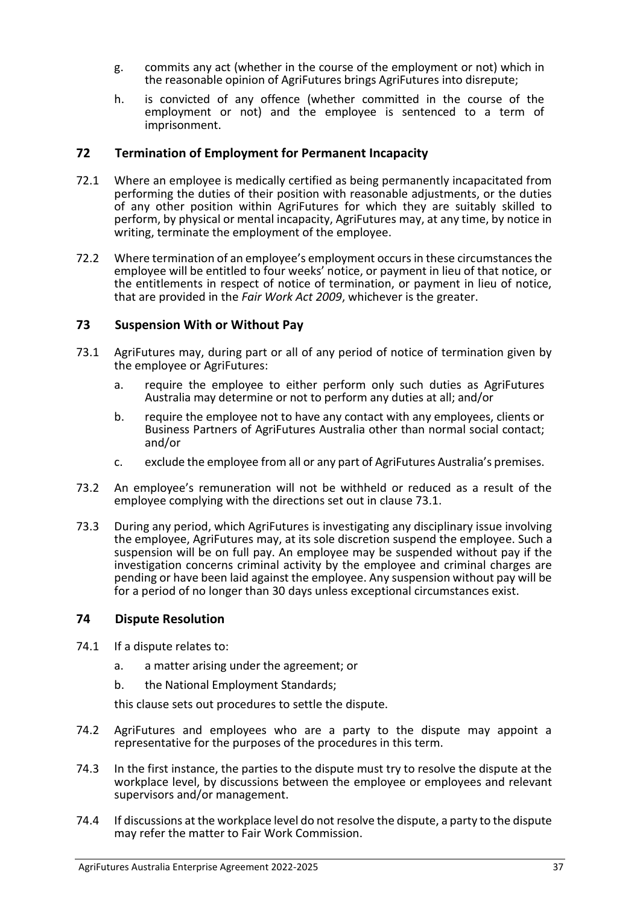g. commits any act (whether in the course of the employment or not) which in the reasonable opinion of AgriFutures brings AgriFutures into disrepute;

h. is convicted of any offence (whether committed in the course of the employment or not) and the employee is sentenced to a term of imprisonment.

## 72 Termination of Employment for Permanent Incapacity

72.1 Where an employee is medically certified as being permanently incapacitated from performing the duties of their position with reasonable adjustments, or the duties of any other position within AgriFutures for which they are suitably skilled to perform, by physical or mental incapacity, AgriFutures may, at any time, by notice in writing, terminate the employment of the employee.

72.2 Where termination of an employee's employment occurs in these circumstances the employee will be entitled to four weeks' notice, or payment in lieu of that notice, or the entitlements in respect of notice of termination, or payment in lieu of notice, that are provided in the *Fair Work Act 2009*, whichever is the greater.

## 73 Suspension With or Without Pay

73.1 AgriFutures may, during part or all of any period of notice of termination given by the employee or AgriFutures:

a. require the employee to either perform only such duties as AgriFutures Australia may determine or not to perform any duties at all; and/or

b. require the employee not to have any contact with any employees, clients or Business Partners of AgriFutures Australia other than normal social contact; and/or

c. exclude the employee from all or any part of AgriFutures Australia's premises.

73.2 An employee's remuneration will not be withheld or reduced as a result of the employee complying with the directions set out in clause 73.1.

73.3 During any period, which AgriFutures is investigating any disciplinary issue involving the employee, AgriFutures may, at its sole discretion suspend the employee. Such a suspension will be on full pay. An employee may be suspended without pay if the investigation concerns criminal activity by the employee and criminal charges are pending or have been laid against the employee. Any suspension without pay will be for a period of no longer than 30 days unless exceptional circumstances exist.

## 74 Dispute Resolution

74.1 If a dispute relates to:

a. a matter arising under the agreement; or

b. the National Employment Standards;

this clause sets out procedures to settle the dispute.

74.2 AgriFutures and employees who are a party to the dispute may appoint a representative for the purposes of the procedures in this term.

74.3 In the first instance, the parties to the dispute must try to resolve the dispute at the workplace level, by discussions between the employee or employees and relevant supervisors and/or management.

74.4 If discussions at the workplace level do not resolve the dispute, a party to the dispute may refer the matter to Fair Work Commission.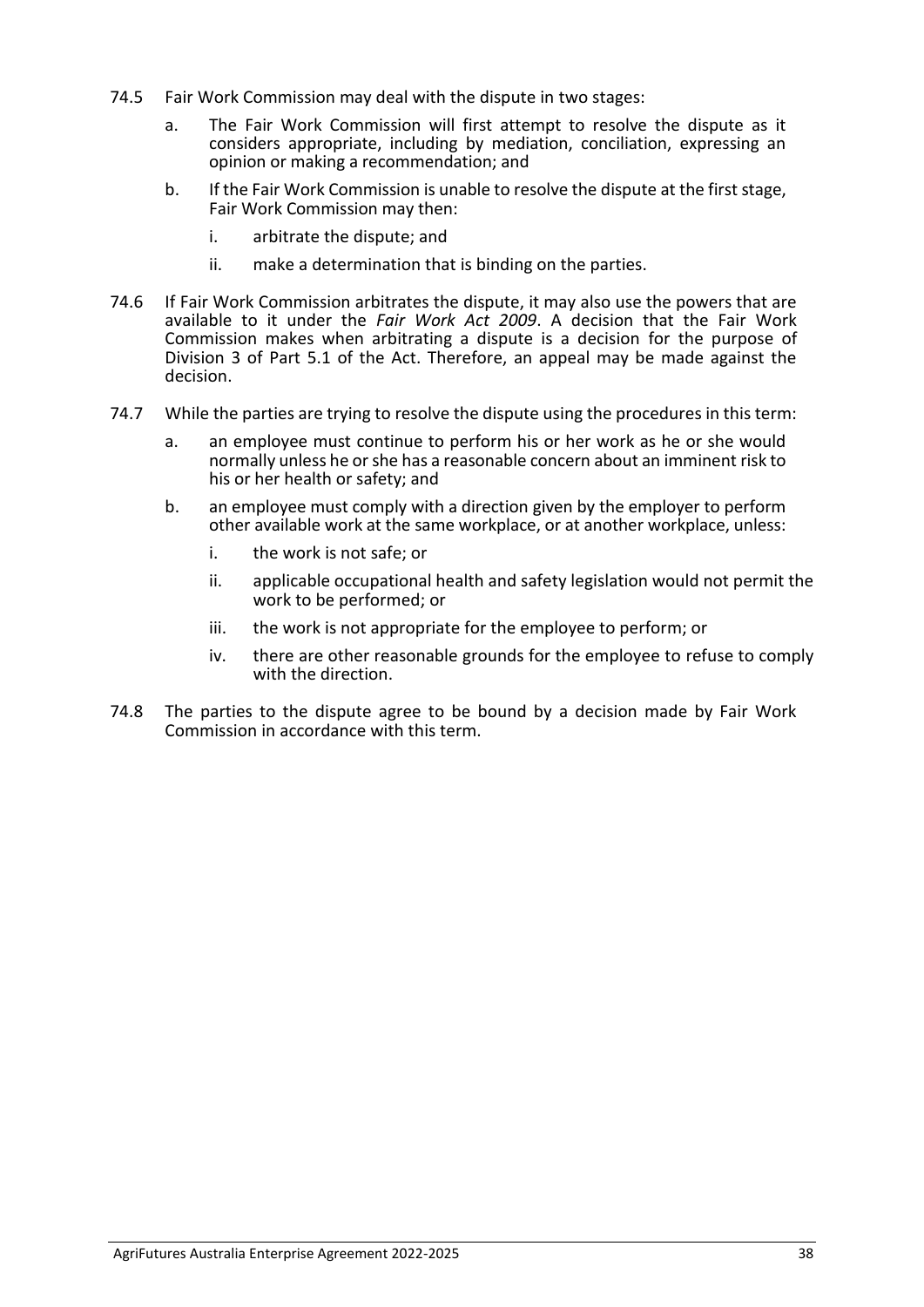74.5 Fair Work Commission may deal with the dispute in two stages:

   a. The Fair Work Commission will first attempt to resolve the dispute as it considers appropriate, including by mediation, conciliation, expressing an opinion or making a recommendation; and

   b. If the Fair Work Commission is unable to resolve the dispute at the first stage, Fair Work Commission may then:

      i. arbitrate the dispute; and

      ii. make a determination that is binding on the parties.

74.6 If Fair Work Commission arbitrates the dispute, it may also use the powers that are available to it under the *Fair Work Act 2009*. A decision that the Fair Work Commission makes when arbitrating a dispute is a decision for the purpose of Division 3 of Part 5.1 of the Act. Therefore, an appeal may be made against the decision.

74.7 While the parties are trying to resolve the dispute using the procedures in this term:

   a. an employee must continue to perform his or her work as he or she would normally unless he or she has a reasonable concern about an imminent risk to his or her health or safety; and

   b. an employee must comply with a direction given by the employer to perform other available work at the same workplace, or at another workplace, unless:

      i. the work is not safe; or

      ii. applicable occupational health and safety legislation would not permit the work to be performed; or

      iii. the work is not appropriate for the employee to perform; or

      iv. there are other reasonable grounds for the employee to refuse to comply with the direction.

74.8 The parties to the dispute agree to be bound by a decision made by Fair Work Commission in accordance with this term.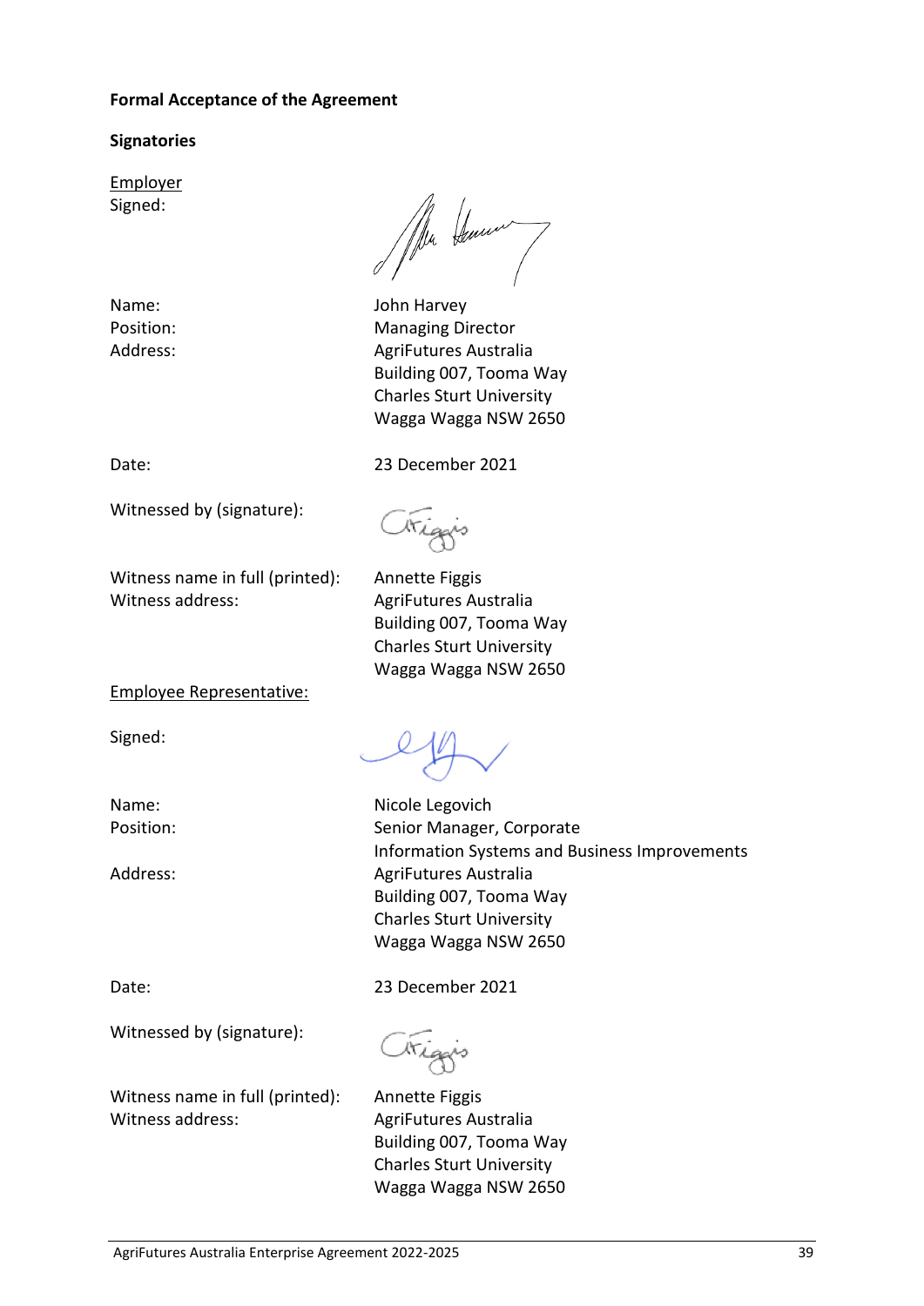**Formal Acceptance of the Agreement**

**Signatories**

<u>Employer</u>

| | |
|---|---|
| Signed: | |
| Name: | John Harvey |
| Position: | Managing Director |
| Address: | AgriFutures Australia<br>Building 007, Tooma Way<br>Charles Sturt University<br>Wagga Wagga NSW 2650 |
| Date: | 23 December 2021 |
| Witnessed by (signature): | |
| Witness name in full (printed): | Annette Figgis |
| Witness address: | AgriFutures Australia<br>Building 007, Tooma Way<br>Charles Sturt University<br>Wagga Wagga NSW 2650 |

<u>Employee Representative:</u>

| | |
|---|---|
| Signed: | |
| Name: | Nicole Legovich |
| Position: | Senior Manager, Corporate<br>Information Systems and Business Improvements |
| Address: | AgriFutures Australia<br>Building 007, Tooma Way<br>Charles Sturt University<br>Wagga Wagga NSW 2650 |
| Date: | 23 December 2021 |
| Witnessed by (signature): | |
| Witness name in full (printed): | Annette Figgis |
| Witness address: | AgriFutures Australia<br>Building 007, Tooma Way<br>Charles Sturt University<br>Wagga Wagga NSW 2650 |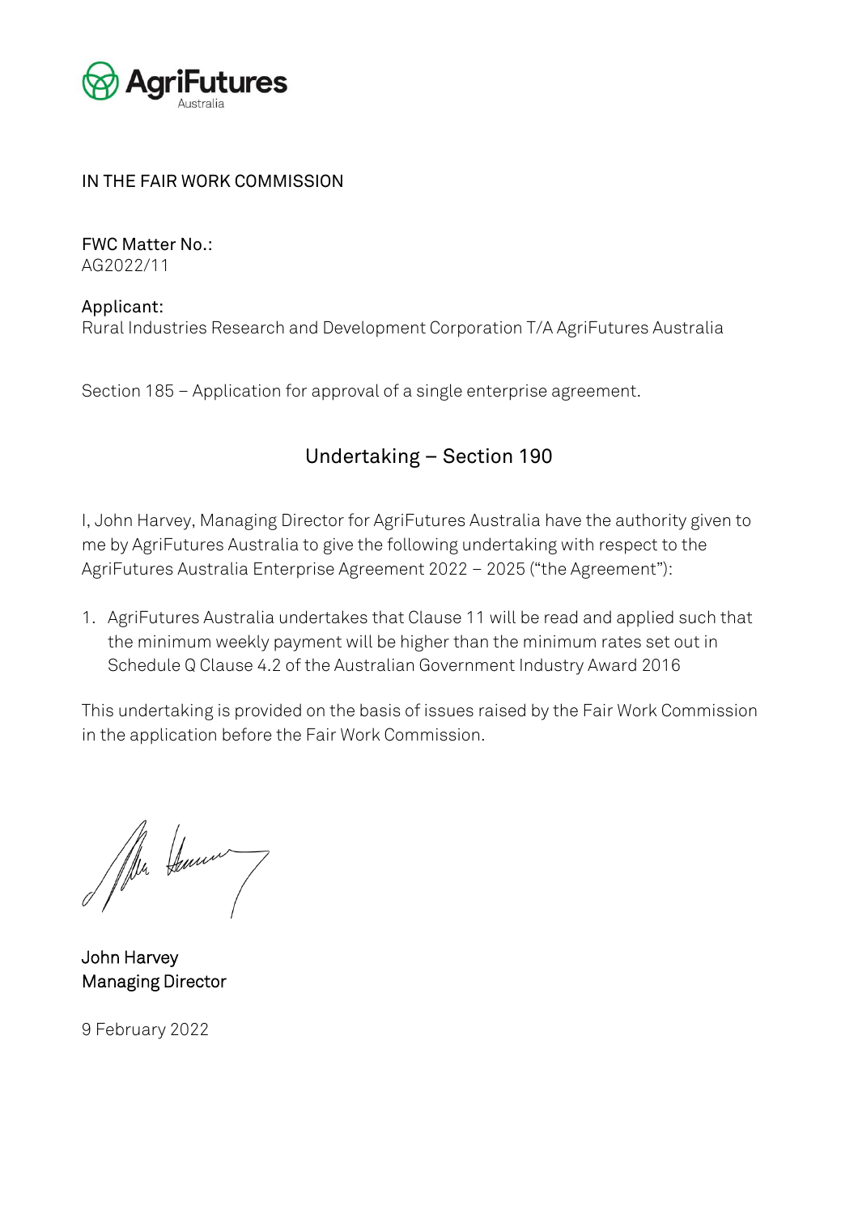IN THE FAIR WORK COMMISSION

FWC Matter No.:
AG2022/11

Applicant:
Rural Industries Research and Development Corporation T/A AgriFutures Australia

Section 185 – Application for approval of a single enterprise agreement.

## Undertaking – Section 190

I, John Harvey, Managing Director for AgriFutures Australia have the authority given to me by AgriFutures Australia to give the following undertaking with respect to the AgriFutures Australia Enterprise Agreement 2022 – 2025 ("the Agreement"):

1. AgriFutures Australia undertakes that Clause 11 will be read and applied such that the minimum weekly payment will be higher than the minimum rates set out in Schedule Q Clause 4.2 of the Australian Government Industry Award 2016

This undertaking is provided on the basis of issues raised by the Fair Work Commission in the application before the Fair Work Commission.

John Harvey
Managing Director

9 February 2022